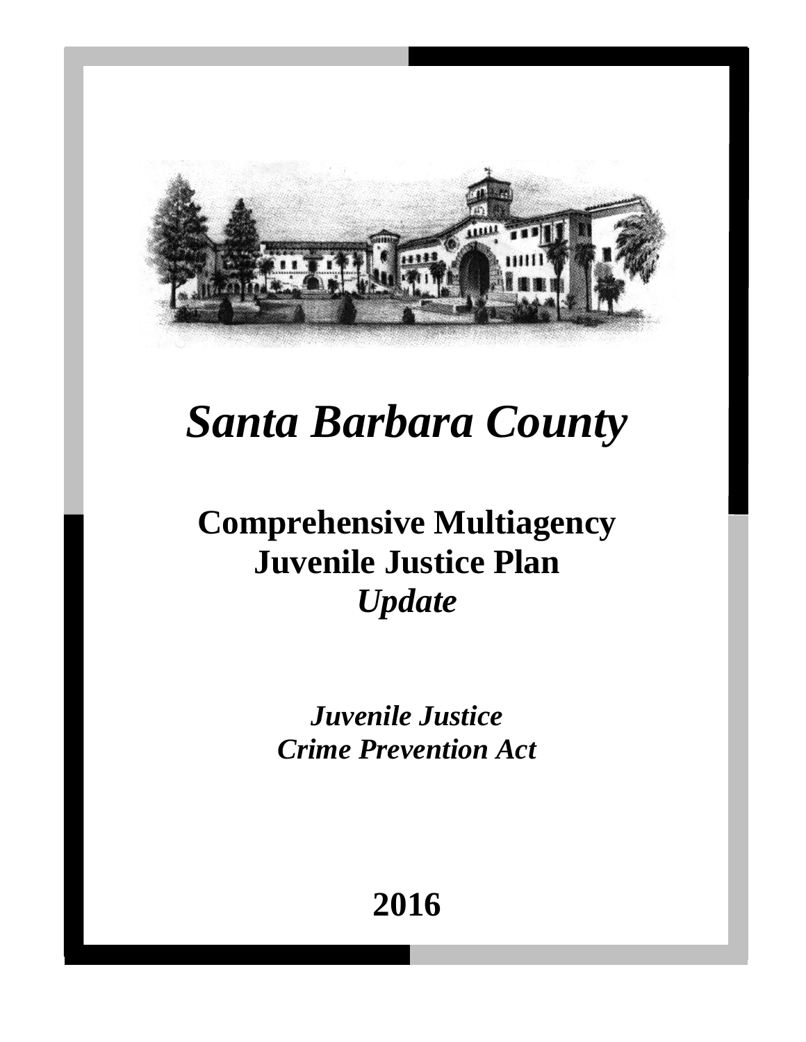# *Santa Barbara County*

## Comprehensive Multiagency Juvenile Justice Plan
## *Update*

***Juvenile Justice***
***Crime Prevention Act***

**2016**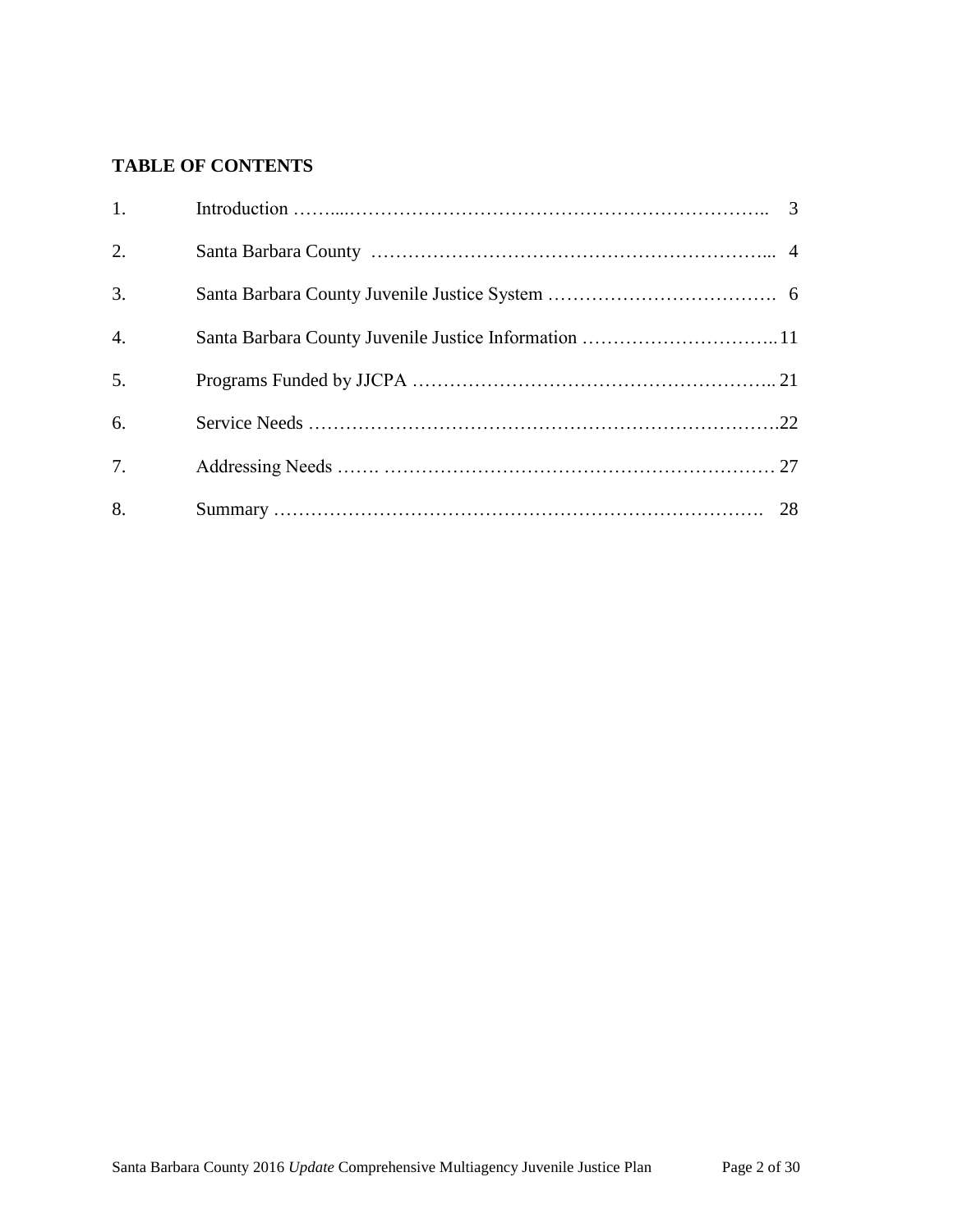**TABLE OF CONTENTS**

1. Introduction …….................................................................. 3
2. Santa Barbara County ..................................................................... 4
3. Santa Barbara County Juvenile Justice System .................................. 6
4. Santa Barbara County Juvenile Justice Information ............................ 11
5. Programs Funded by JJCPA ................................................................ 21
6. Service Needs ..................................................................................22
7. Addressing Needs ……. .................................................................. 27
8. Summary ........................................................................................ 28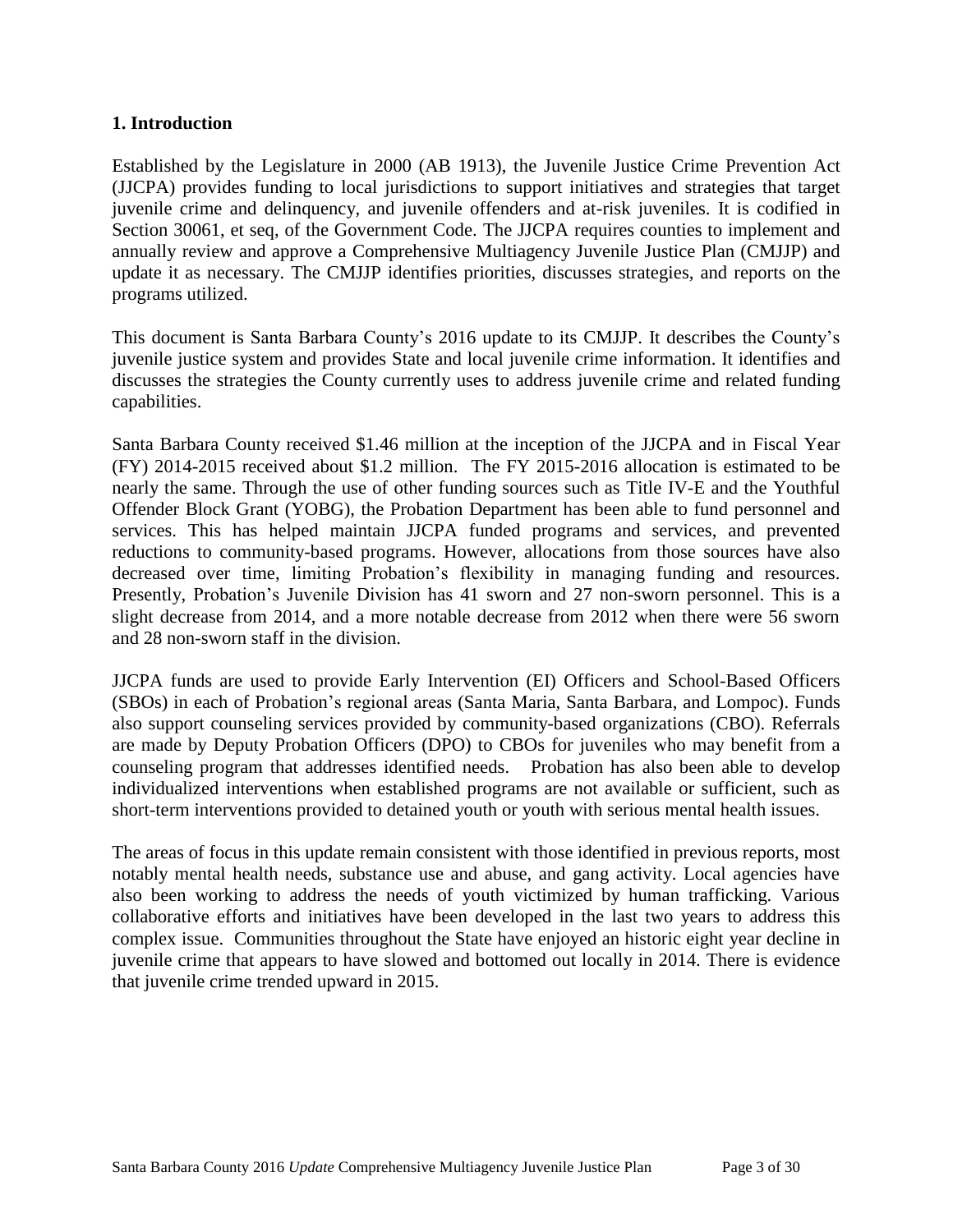## 1. Introduction

Established by the Legislature in 2000 (AB 1913), the Juvenile Justice Crime Prevention Act (JJCPA) provides funding to local jurisdictions to support initiatives and strategies that target juvenile crime and delinquency, and juvenile offenders and at-risk juveniles. It is codified in Section 30061, et seq, of the Government Code. The JJCPA requires counties to implement and annually review and approve a Comprehensive Multiagency Juvenile Justice Plan (CMJJP) and update it as necessary. The CMJJP identifies priorities, discusses strategies, and reports on the programs utilized.

This document is Santa Barbara County's 2016 update to its CMJJP. It describes the County's juvenile justice system and provides State and local juvenile crime information. It identifies and discusses the strategies the County currently uses to address juvenile crime and related funding capabilities.

Santa Barbara County received $1.46 million at the inception of the JJCPA and in Fiscal Year (FY) 2014-2015 received about $1.2 million. The FY 2015-2016 allocation is estimated to be nearly the same. Through the use of other funding sources such as Title IV-E and the Youthful Offender Block Grant (YOBG), the Probation Department has been able to fund personnel and services. This has helped maintain JJCPA funded programs and services, and prevented reductions to community-based programs. However, allocations from those sources have also decreased over time, limiting Probation's flexibility in managing funding and resources. Presently, Probation's Juvenile Division has 41 sworn and 27 non-sworn personnel. This is a slight decrease from 2014, and a more notable decrease from 2012 when there were 56 sworn and 28 non-sworn staff in the division.

JJCPA funds are used to provide Early Intervention (EI) Officers and School-Based Officers (SBOs) in each of Probation's regional areas (Santa Maria, Santa Barbara, and Lompoc). Funds also support counseling services provided by community-based organizations (CBO). Referrals are made by Deputy Probation Officers (DPO) to CBOs for juveniles who may benefit from a counseling program that addresses identified needs. Probation has also been able to develop individualized interventions when established programs are not available or sufficient, such as short-term interventions provided to detained youth or youth with serious mental health issues.

The areas of focus in this update remain consistent with those identified in previous reports, most notably mental health needs, substance use and abuse, and gang activity. Local agencies have also been working to address the needs of youth victimized by human trafficking. Various collaborative efforts and initiatives have been developed in the last two years to address this complex issue. Communities throughout the State have enjoyed an historic eight year decline in juvenile crime that appears to have slowed and bottomed out locally in 2014. There is evidence that juvenile crime trended upward in 2015.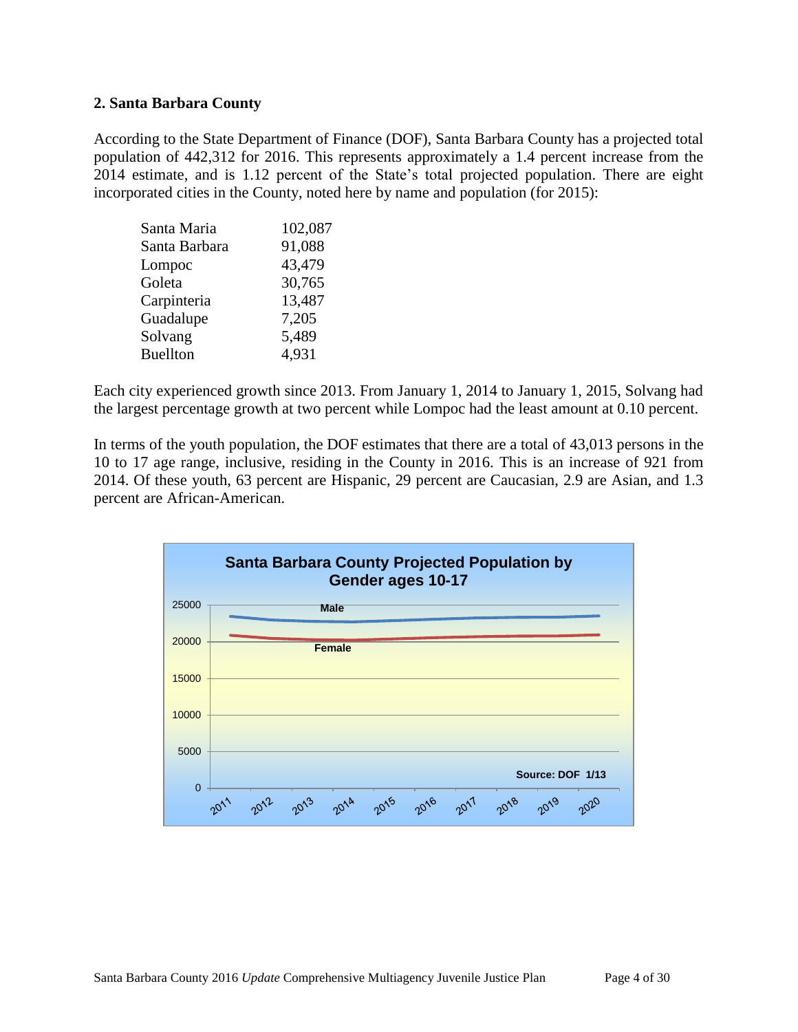## 2. Santa Barbara County

According to the State Department of Finance (DOF), Santa Barbara County has a projected total population of 442,312 for 2016. This represents approximately a 1.4 percent increase from the 2014 estimate, and is 1.12 percent of the State's total projected population. There are eight incorporated cities in the County, noted here by name and population (for 2015):

| | |
|---|---|
| Santa Maria | 102,087 |
| Santa Barbara | 91,088 |
| Lompoc | 43,479 |
| Goleta | 30,765 |
| Carpinteria | 13,487 |
| Guadalupe | 7,205 |
| Solvang | 5,489 |
| Buellton | 4,931 |

Each city experienced growth since 2013. From January 1, 2014 to January 1, 2015, Solvang had the largest percentage growth at two percent while Lompoc had the least amount at 0.10 percent.

In terms of the youth population, the DOF estimates that there are a total of 43,013 persons in the 10 to 17 age range, inclusive, residing in the County in 2016. This is an increase of 921 from 2014. Of these youth, 63 percent are Hispanic, 29 percent are Caucasian, 2.9 are Asian, and 1.3 percent are African-American.

**Santa Barbara County Projected Population by Gender ages 10-17**

Male

Female

Source: DOF 1/13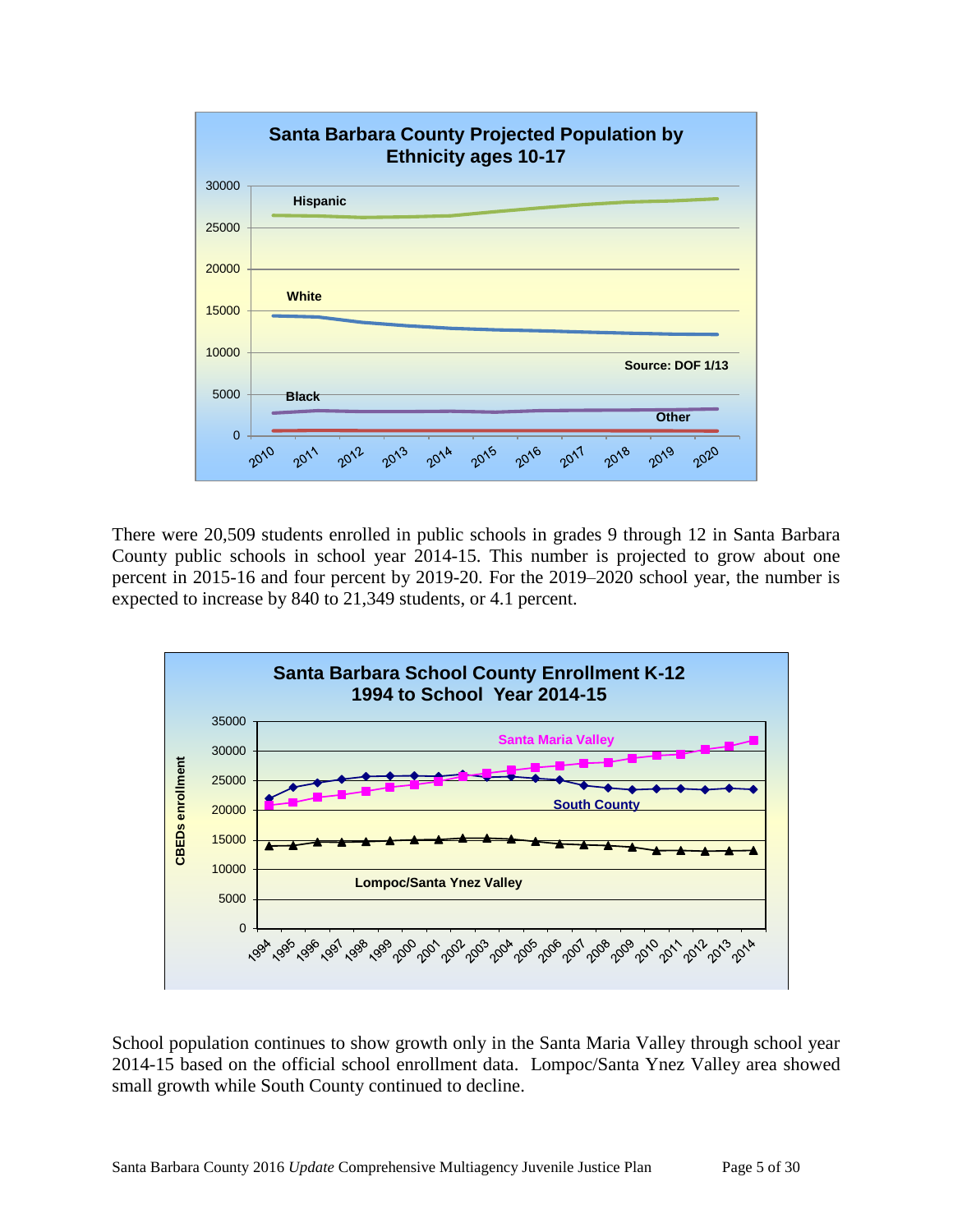**Santa Barbara County Projected Population by Ethnicity ages 10-17**

Source: DOF 1/13

There were 20,509 students enrolled in public schools in grades 9 through 12 in Santa Barbara County public schools in school year 2014-15. This number is projected to grow about one percent in 2015-16 and four percent by 2019-20. For the 2019–2020 school year, the number is expected to increase by 840 to 21,349 students, or 4.1 percent.

**Santa Barbara School County Enrollment K-12 1994 to School Year 2014-15**

School population continues to show growth only in the Santa Maria Valley through school year 2014-15 based on the official school enrollment data. Lompoc/Santa Ynez Valley area showed small growth while South County continued to decline.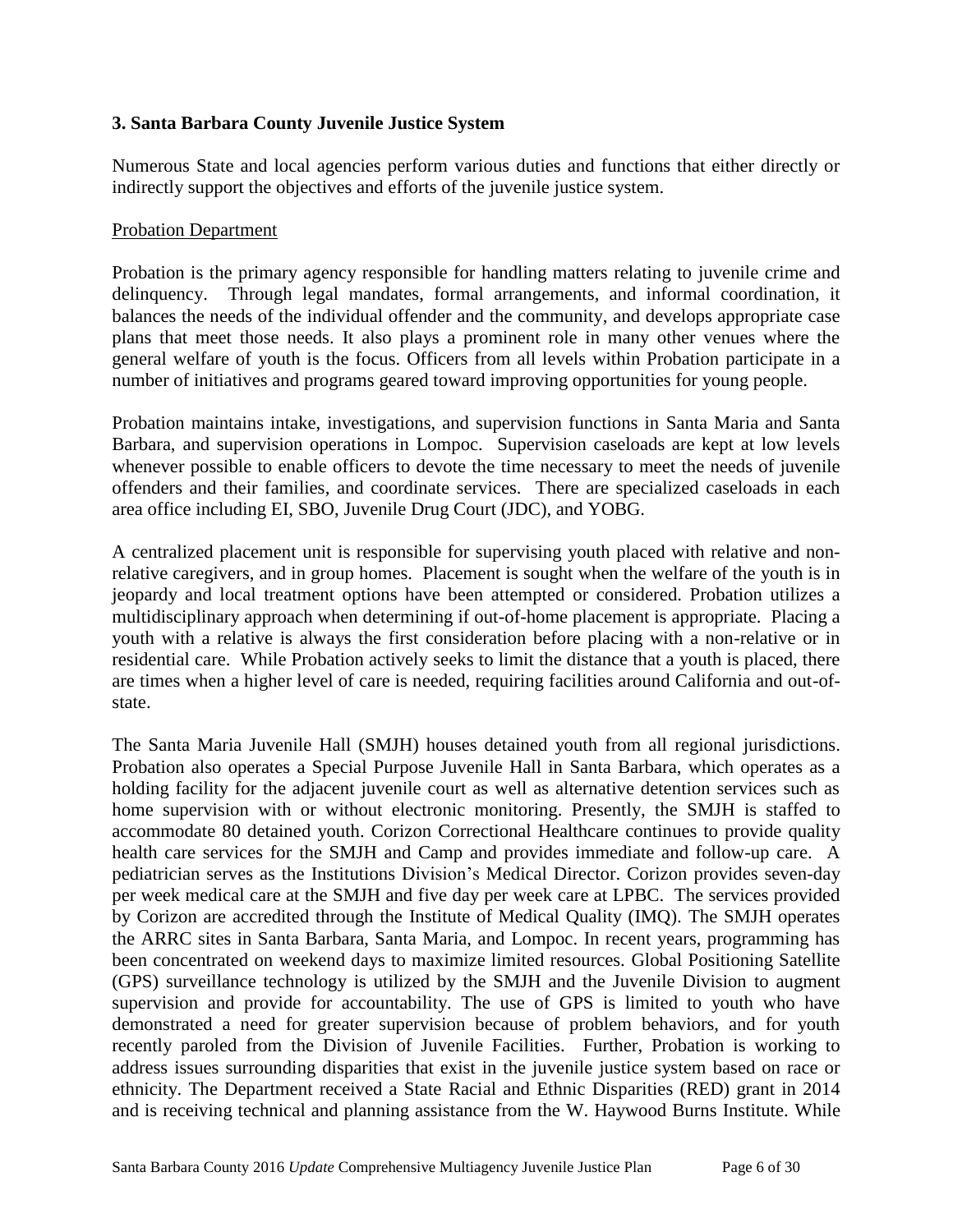## 3. Santa Barbara County Juvenile Justice System

Numerous State and local agencies perform various duties and functions that either directly or indirectly support the objectives and efforts of the juvenile justice system.

### Probation Department

Probation is the primary agency responsible for handling matters relating to juvenile crime and delinquency. Through legal mandates, formal arrangements, and informal coordination, it balances the needs of the individual offender and the community, and develops appropriate case plans that meet those needs. It also plays a prominent role in many other venues where the general welfare of youth is the focus. Officers from all levels within Probation participate in a number of initiatives and programs geared toward improving opportunities for young people.

Probation maintains intake, investigations, and supervision functions in Santa Maria and Santa Barbara, and supervision operations in Lompoc. Supervision caseloads are kept at low levels whenever possible to enable officers to devote the time necessary to meet the needs of juvenile offenders and their families, and coordinate services. There are specialized caseloads in each area office including EI, SBO, Juvenile Drug Court (JDC), and YOBG.

A centralized placement unit is responsible for supervising youth placed with relative and non-relative caregivers, and in group homes. Placement is sought when the welfare of the youth is in jeopardy and local treatment options have been attempted or considered. Probation utilizes a multidisciplinary approach when determining if out-of-home placement is appropriate. Placing a youth with a relative is always the first consideration before placing with a non-relative or in residential care. While Probation actively seeks to limit the distance that a youth is placed, there are times when a higher level of care is needed, requiring facilities around California and out-of-state.

The Santa Maria Juvenile Hall (SMJH) houses detained youth from all regional jurisdictions. Probation also operates a Special Purpose Juvenile Hall in Santa Barbara, which operates as a holding facility for the adjacent juvenile court as well as alternative detention services such as home supervision with or without electronic monitoring. Presently, the SMJH is staffed to accommodate 80 detained youth. Corizon Correctional Healthcare continues to provide quality health care services for the SMJH and Camp and provides immediate and follow-up care. A pediatrician serves as the Institutions Division's Medical Director. Corizon provides seven-day per week medical care at the SMJH and five day per week care at LPBC. The services provided by Corizon are accredited through the Institute of Medical Quality (IMQ). The SMJH operates the ARRC sites in Santa Barbara, Santa Maria, and Lompoc. In recent years, programming has been concentrated on weekend days to maximize limited resources. Global Positioning Satellite (GPS) surveillance technology is utilized by the SMJH and the Juvenile Division to augment supervision and provide for accountability. The use of GPS is limited to youth who have demonstrated a need for greater supervision because of problem behaviors, and for youth recently paroled from the Division of Juvenile Facilities. Further, Probation is working to address issues surrounding disparities that exist in the juvenile justice system based on race or ethnicity. The Department received a State Racial and Ethnic Disparities (RED) grant in 2014 and is receiving technical and planning assistance from the W. Haywood Burns Institute. While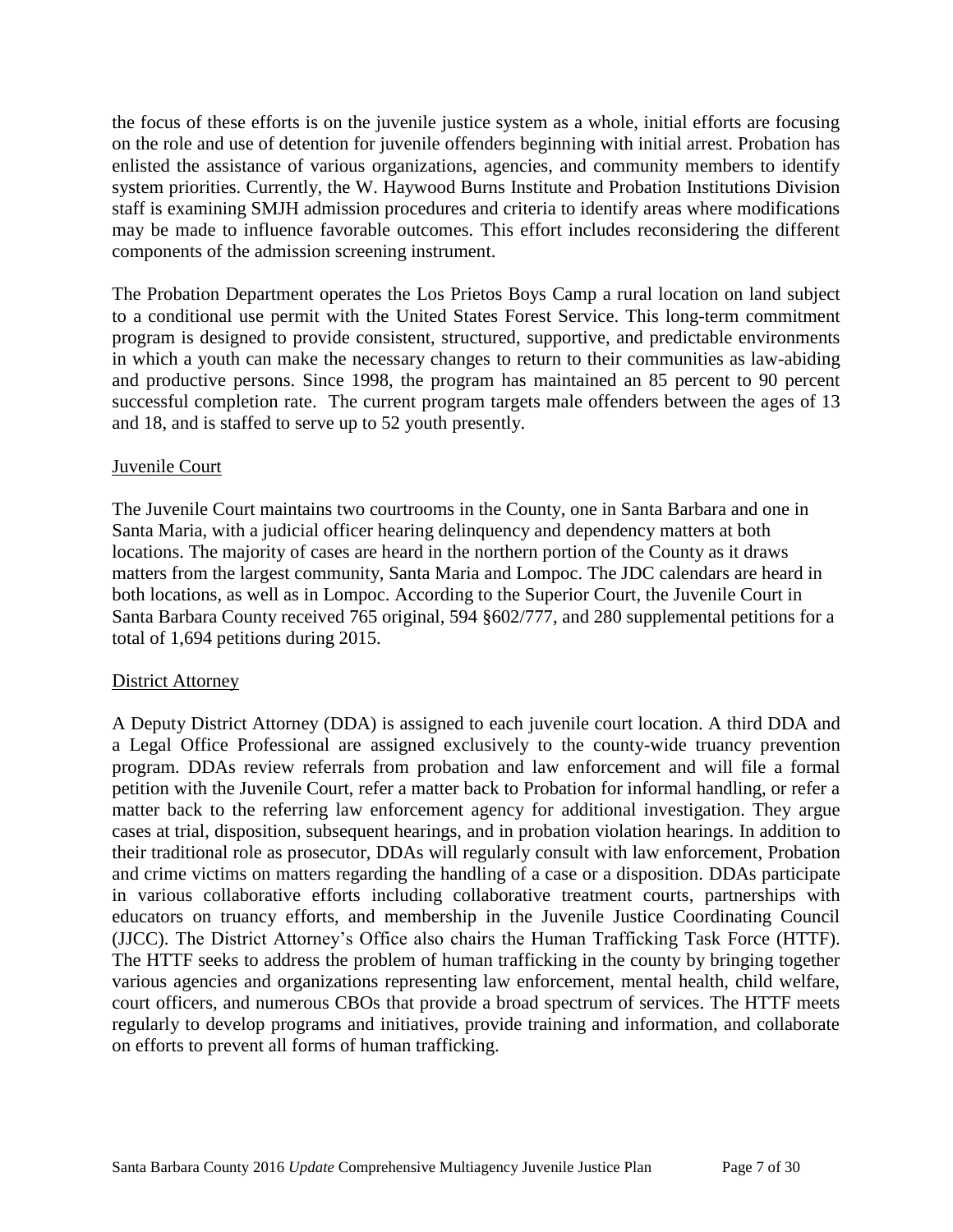the focus of these efforts is on the juvenile justice system as a whole, initial efforts are focusing on the role and use of detention for juvenile offenders beginning with initial arrest. Probation has enlisted the assistance of various organizations, agencies, and community members to identify system priorities. Currently, the W. Haywood Burns Institute and Probation Institutions Division staff is examining SMJH admission procedures and criteria to identify areas where modifications may be made to influence favorable outcomes. This effort includes reconsidering the different components of the admission screening instrument.

The Probation Department operates the Los Prietos Boys Camp a rural location on land subject to a conditional use permit with the United States Forest Service. This long-term commitment program is designed to provide consistent, structured, supportive, and predictable environments in which a youth can make the necessary changes to return to their communities as law-abiding and productive persons. Since 1998, the program has maintained an 85 percent to 90 percent successful completion rate. The current program targets male offenders between the ages of 13 and 18, and is staffed to serve up to 52 youth presently.

Juvenile Court

The Juvenile Court maintains two courtrooms in the County, one in Santa Barbara and one in Santa Maria, with a judicial officer hearing delinquency and dependency matters at both locations. The majority of cases are heard in the northern portion of the County as it draws matters from the largest community, Santa Maria and Lompoc. The JDC calendars are heard in both locations, as well as in Lompoc. According to the Superior Court, the Juvenile Court in Santa Barbara County received 765 original, 594 §602/777, and 280 supplemental petitions for a total of 1,694 petitions during 2015.

District Attorney

A Deputy District Attorney (DDA) is assigned to each juvenile court location. A third DDA and a Legal Office Professional are assigned exclusively to the county-wide truancy prevention program. DDAs review referrals from probation and law enforcement and will file a formal petition with the Juvenile Court, refer a matter back to Probation for informal handling, or refer a matter back to the referring law enforcement agency for additional investigation. They argue cases at trial, disposition, subsequent hearings, and in probation violation hearings. In addition to their traditional role as prosecutor, DDAs will regularly consult with law enforcement, Probation and crime victims on matters regarding the handling of a case or a disposition. DDAs participate in various collaborative efforts including collaborative treatment courts, partnerships with educators on truancy efforts, and membership in the Juvenile Justice Coordinating Council (JJCC). The District Attorney's Office also chairs the Human Trafficking Task Force (HTTF). The HTTF seeks to address the problem of human trafficking in the county by bringing together various agencies and organizations representing law enforcement, mental health, child welfare, court officers, and numerous CBOs that provide a broad spectrum of services. The HTTF meets regularly to develop programs and initiatives, provide training and information, and collaborate on efforts to prevent all forms of human trafficking.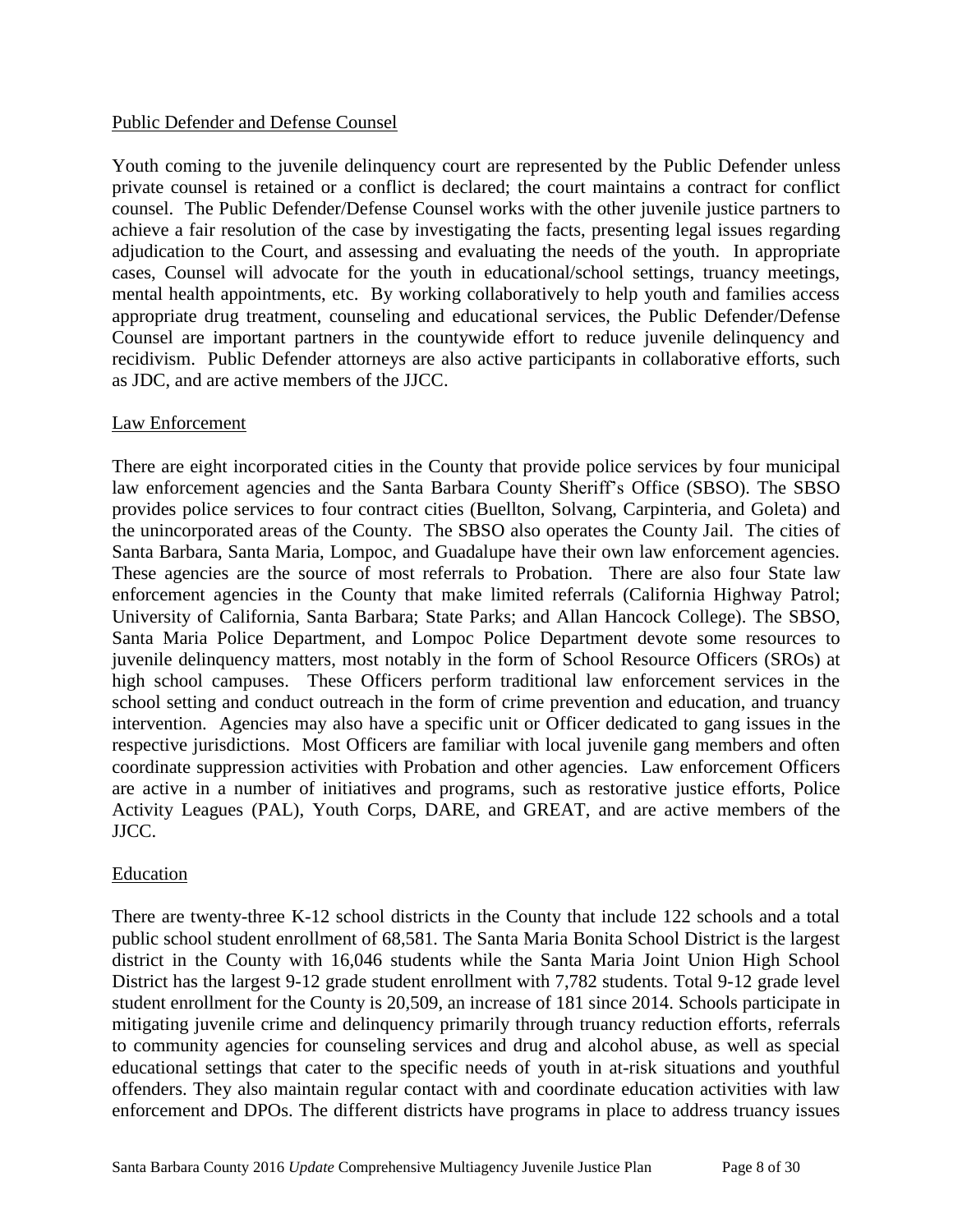## Public Defender and Defense Counsel

Youth coming to the juvenile delinquency court are represented by the Public Defender unless private counsel is retained or a conflict is declared; the court maintains a contract for conflict counsel. The Public Defender/Defense Counsel works with the other juvenile justice partners to achieve a fair resolution of the case by investigating the facts, presenting legal issues regarding adjudication to the Court, and assessing and evaluating the needs of the youth. In appropriate cases, Counsel will advocate for the youth in educational/school settings, truancy meetings, mental health appointments, etc. By working collaboratively to help youth and families access appropriate drug treatment, counseling and educational services, the Public Defender/Defense Counsel are important partners in the countywide effort to reduce juvenile delinquency and recidivism. Public Defender attorneys are also active participants in collaborative efforts, such as JDC, and are active members of the JJCC.

## Law Enforcement

There are eight incorporated cities in the County that provide police services by four municipal law enforcement agencies and the Santa Barbara County Sheriff's Office (SBSO). The SBSO provides police services to four contract cities (Buellton, Solvang, Carpinteria, and Goleta) and the unincorporated areas of the County. The SBSO also operates the County Jail. The cities of Santa Barbara, Santa Maria, Lompoc, and Guadalupe have their own law enforcement agencies. These agencies are the source of most referrals to Probation. There are also four State law enforcement agencies in the County that make limited referrals (California Highway Patrol; University of California, Santa Barbara; State Parks; and Allan Hancock College). The SBSO, Santa Maria Police Department, and Lompoc Police Department devote some resources to juvenile delinquency matters, most notably in the form of School Resource Officers (SROs) at high school campuses. These Officers perform traditional law enforcement services in the school setting and conduct outreach in the form of crime prevention and education, and truancy intervention. Agencies may also have a specific unit or Officer dedicated to gang issues in the respective jurisdictions. Most Officers are familiar with local juvenile gang members and often coordinate suppression activities with Probation and other agencies. Law enforcement Officers are active in a number of initiatives and programs, such as restorative justice efforts, Police Activity Leagues (PAL), Youth Corps, DARE, and GREAT, and are active members of the JJCC.

## Education

There are twenty-three K-12 school districts in the County that include 122 schools and a total public school student enrollment of 68,581. The Santa Maria Bonita School District is the largest district in the County with 16,046 students while the Santa Maria Joint Union High School District has the largest 9-12 grade student enrollment with 7,782 students. Total 9-12 grade level student enrollment for the County is 20,509, an increase of 181 since 2014. Schools participate in mitigating juvenile crime and delinquency primarily through truancy reduction efforts, referrals to community agencies for counseling services and drug and alcohol abuse, as well as special educational settings that cater to the specific needs of youth in at-risk situations and youthful offenders. They also maintain regular contact with and coordinate education activities with law enforcement and DPOs. The different districts have programs in place to address truancy issues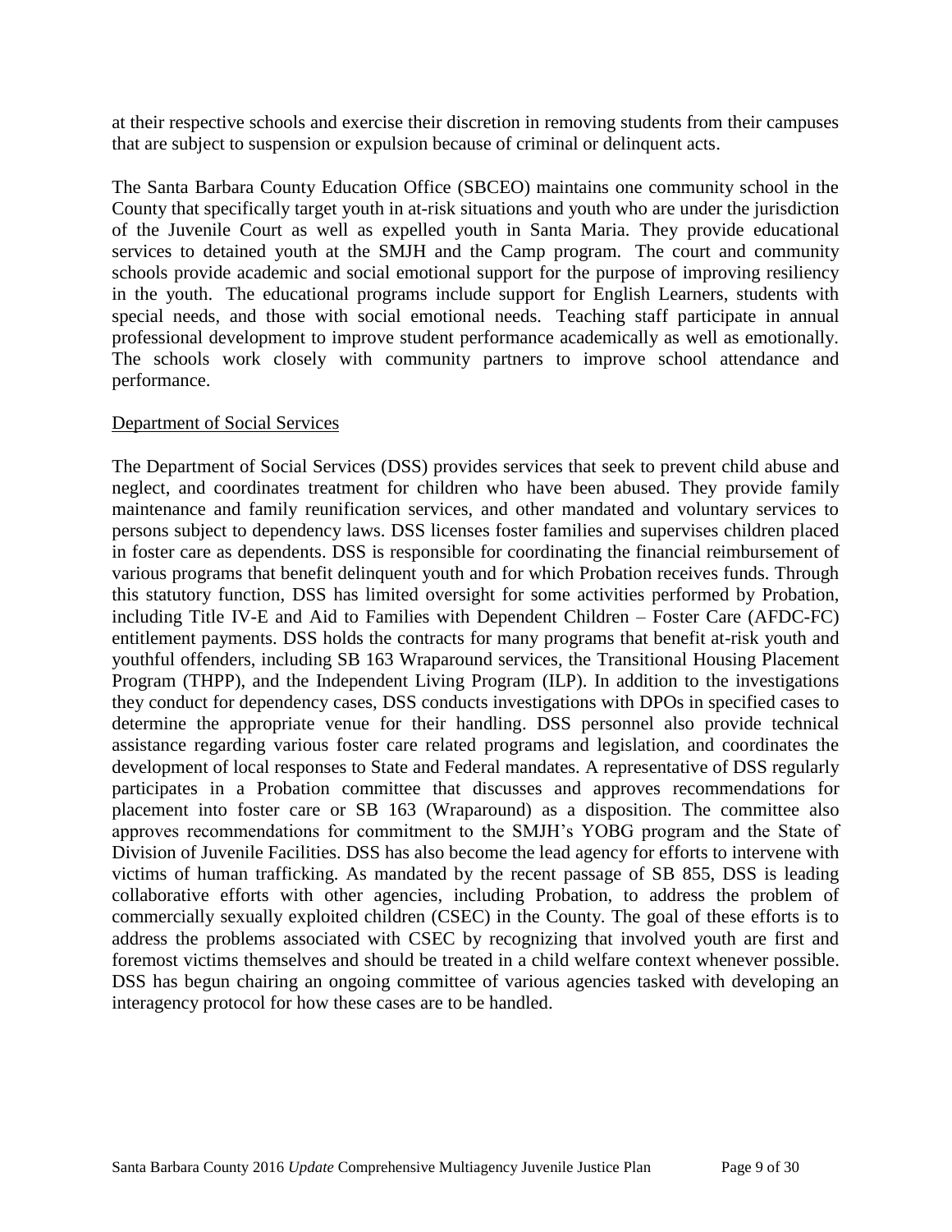at their respective schools and exercise their discretion in removing students from their campuses that are subject to suspension or expulsion because of criminal or delinquent acts.

The Santa Barbara County Education Office (SBCEO) maintains one community school in the County that specifically target youth in at-risk situations and youth who are under the jurisdiction of the Juvenile Court as well as expelled youth in Santa Maria. They provide educational services to detained youth at the SMJH and the Camp program. The court and community schools provide academic and social emotional support for the purpose of improving resiliency in the youth. The educational programs include support for English Learners, students with special needs, and those with social emotional needs. Teaching staff participate in annual professional development to improve student performance academically as well as emotionally. The schools work closely with community partners to improve school attendance and performance.

Department of Social Services

The Department of Social Services (DSS) provides services that seek to prevent child abuse and neglect, and coordinates treatment for children who have been abused. They provide family maintenance and family reunification services, and other mandated and voluntary services to persons subject to dependency laws. DSS licenses foster families and supervises children placed in foster care as dependents. DSS is responsible for coordinating the financial reimbursement of various programs that benefit delinquent youth and for which Probation receives funds. Through this statutory function, DSS has limited oversight for some activities performed by Probation, including Title IV-E and Aid to Families with Dependent Children – Foster Care (AFDC-FC) entitlement payments. DSS holds the contracts for many programs that benefit at-risk youth and youthful offenders, including SB 163 Wraparound services, the Transitional Housing Placement Program (THPP), and the Independent Living Program (ILP). In addition to the investigations they conduct for dependency cases, DSS conducts investigations with DPOs in specified cases to determine the appropriate venue for their handling. DSS personnel also provide technical assistance regarding various foster care related programs and legislation, and coordinates the development of local responses to State and Federal mandates. A representative of DSS regularly participates in a Probation committee that discusses and approves recommendations for placement into foster care or SB 163 (Wraparound) as a disposition. The committee also approves recommendations for commitment to the SMJH's YOBG program and the State of Division of Juvenile Facilities. DSS has also become the lead agency for efforts to intervene with victims of human trafficking. As mandated by the recent passage of SB 855, DSS is leading collaborative efforts with other agencies, including Probation, to address the problem of commercially sexually exploited children (CSEC) in the County. The goal of these efforts is to address the problems associated with CSEC by recognizing that involved youth are first and foremost victims themselves and should be treated in a child welfare context whenever possible. DSS has begun chairing an ongoing committee of various agencies tasked with developing an interagency protocol for how these cases are to be handled.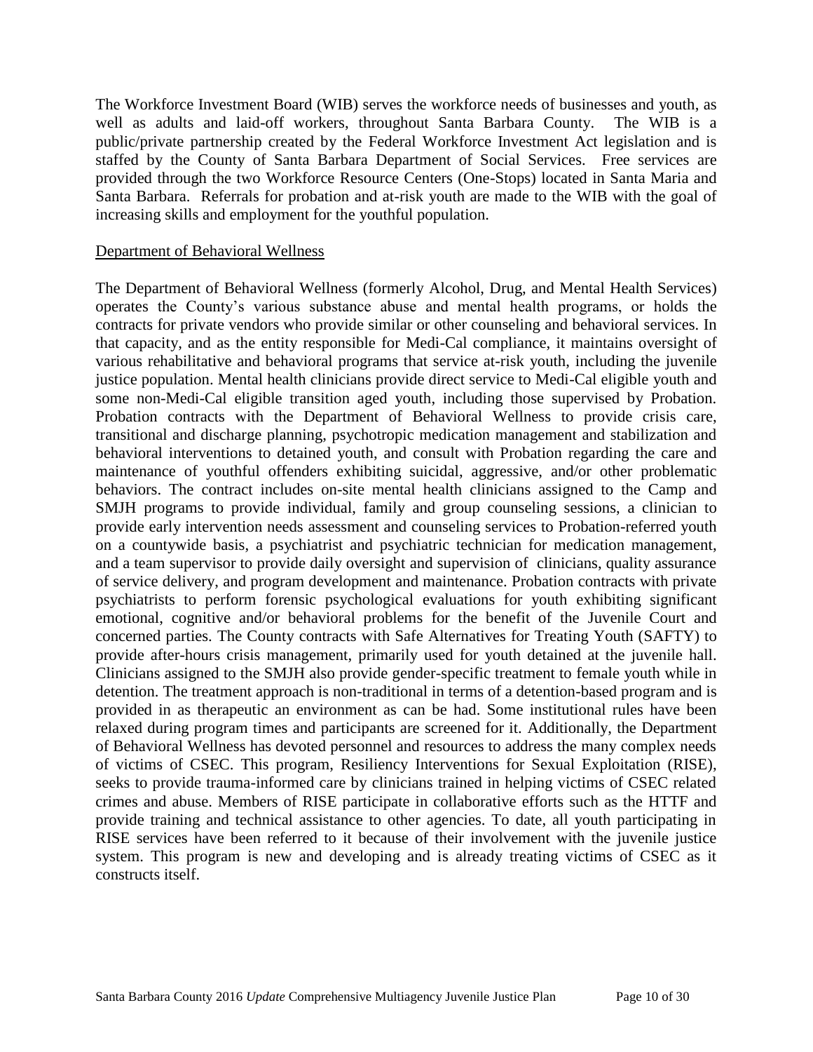The Workforce Investment Board (WIB) serves the workforce needs of businesses and youth, as well as adults and laid-off workers, throughout Santa Barbara County. The WIB is a public/private partnership created by the Federal Workforce Investment Act legislation and is staffed by the County of Santa Barbara Department of Social Services. Free services are provided through the two Workforce Resource Centers (One-Stops) located in Santa Maria and Santa Barbara. Referrals for probation and at-risk youth are made to the WIB with the goal of increasing skills and employment for the youthful population.

<u>Department of Behavioral Wellness</u>

The Department of Behavioral Wellness (formerly Alcohol, Drug, and Mental Health Services) operates the County's various substance abuse and mental health programs, or holds the contracts for private vendors who provide similar or other counseling and behavioral services. In that capacity, and as the entity responsible for Medi-Cal compliance, it maintains oversight of various rehabilitative and behavioral programs that service at-risk youth, including the juvenile justice population. Mental health clinicians provide direct service to Medi-Cal eligible youth and some non-Medi-Cal eligible transition aged youth, including those supervised by Probation. Probation contracts with the Department of Behavioral Wellness to provide crisis care, transitional and discharge planning, psychotropic medication management and stabilization and behavioral interventions to detained youth, and consult with Probation regarding the care and maintenance of youthful offenders exhibiting suicidal, aggressive, and/or other problematic behaviors. The contract includes on-site mental health clinicians assigned to the Camp and SMJH programs to provide individual, family and group counseling sessions, a clinician to provide early intervention needs assessment and counseling services to Probation-referred youth on a countywide basis, a psychiatrist and psychiatric technician for medication management, and a team supervisor to provide daily oversight and supervision of clinicians, quality assurance of service delivery, and program development and maintenance. Probation contracts with private psychiatrists to perform forensic psychological evaluations for youth exhibiting significant emotional, cognitive and/or behavioral problems for the benefit of the Juvenile Court and concerned parties. The County contracts with Safe Alternatives for Treating Youth (SAFTY) to provide after-hours crisis management, primarily used for youth detained at the juvenile hall. Clinicians assigned to the SMJH also provide gender-specific treatment to female youth while in detention. The treatment approach is non-traditional in terms of a detention-based program and is provided in as therapeutic an environment as can be had. Some institutional rules have been relaxed during program times and participants are screened for it. Additionally, the Department of Behavioral Wellness has devoted personnel and resources to address the many complex needs of victims of CSEC. This program, Resiliency Interventions for Sexual Exploitation (RISE), seeks to provide trauma-informed care by clinicians trained in helping victims of CSEC related crimes and abuse. Members of RISE participate in collaborative efforts such as the HTTF and provide training and technical assistance to other agencies. To date, all youth participating in RISE services have been referred to it because of their involvement with the juvenile justice system. This program is new and developing and is already treating victims of CSEC as it constructs itself.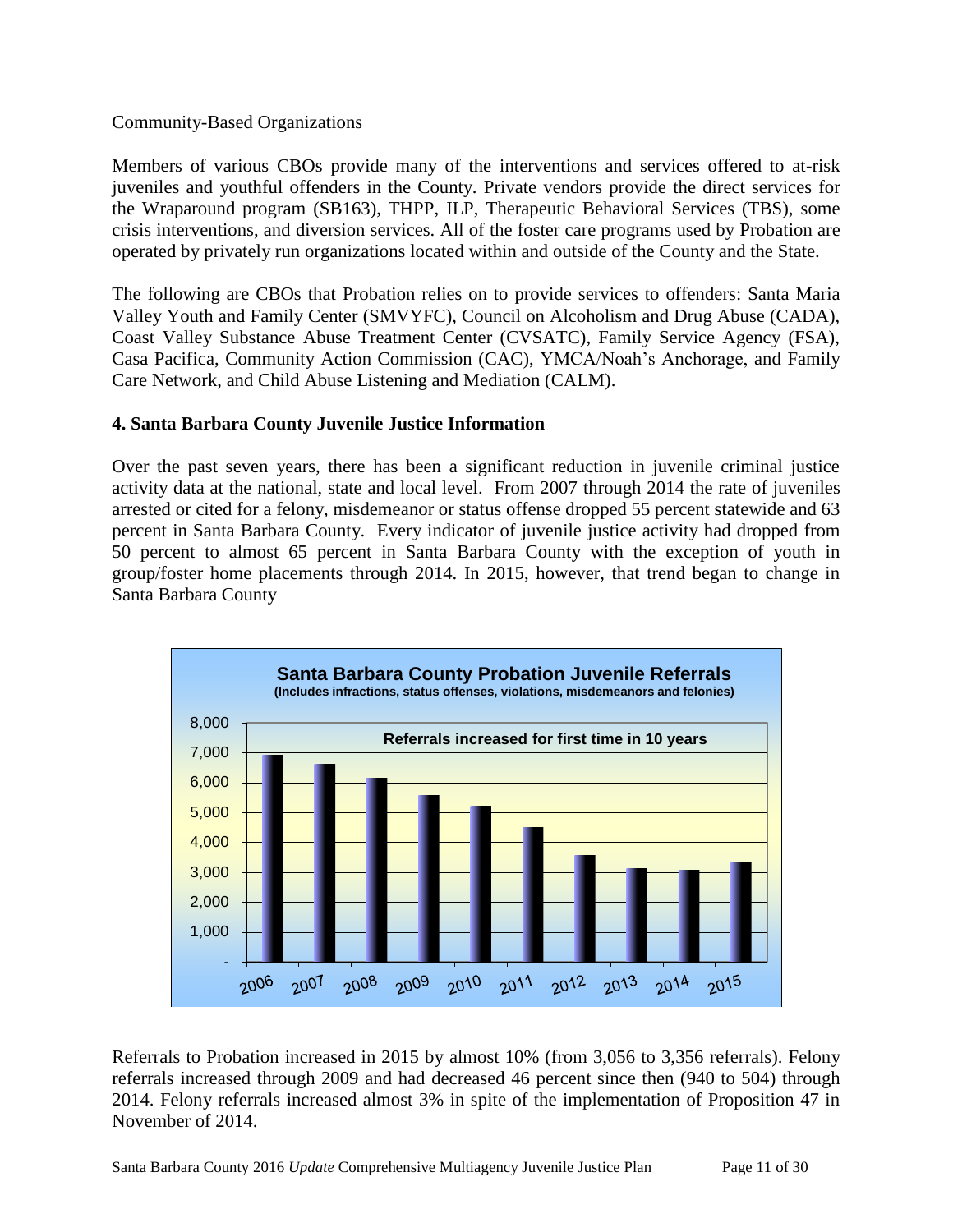Community-Based Organizations

Members of various CBOs provide many of the interventions and services offered to at-risk juveniles and youthful offenders in the County. Private vendors provide the direct services for the Wraparound program (SB163), THPP, ILP, Therapeutic Behavioral Services (TBS), some crisis interventions, and diversion services. All of the foster care programs used by Probation are operated by privately run organizations located within and outside of the County and the State.

The following are CBOs that Probation relies on to provide services to offenders: Santa Maria Valley Youth and Family Center (SMVYFC), Council on Alcoholism and Drug Abuse (CADA), Coast Valley Substance Abuse Treatment Center (CVSATC), Family Service Agency (FSA), Casa Pacifica, Community Action Commission (CAC), YMCA/Noah's Anchorage, and Family Care Network, and Child Abuse Listening and Mediation (CALM).

### 4. Santa Barbara County Juvenile Justice Information

Over the past seven years, there has been a significant reduction in juvenile criminal justice activity data at the national, state and local level. From 2007 through 2014 the rate of juveniles arrested or cited for a felony, misdemeanor or status offense dropped 55 percent statewide and 63 percent in Santa Barbara County. Every indicator of juvenile justice activity had dropped from 50 percent to almost 65 percent in Santa Barbara County with the exception of youth in group/foster home placements through 2014. In 2015, however, that trend began to change in Santa Barbara County

**Santa Barbara County Probation Juvenile Referrals**
**(Includes infractions, status offenses, violations, misdemeanors and felonies)**

Referrals increased for first time in 10 years

| Year | Referrals (approx.) |
|---|---|
| 2006 | 6,900 |
| 2007 | 6,600 |
| 2008 | 6,150 |
| 2009 | 5,580 |
| 2010 | 5,200 |
| 2011 | 4,500 |
| 2012 | 3,560 |
| 2013 | 3,120 |
| 2014 | 3,056 |
| 2015 | 3,356 |

Referrals to Probation increased in 2015 by almost 10% (from 3,056 to 3,356 referrals). Felony referrals increased through 2009 and had decreased 46 percent since then (940 to 504) through 2014. Felony referrals increased almost 3% in spite of the implementation of Proposition 47 in November of 2014.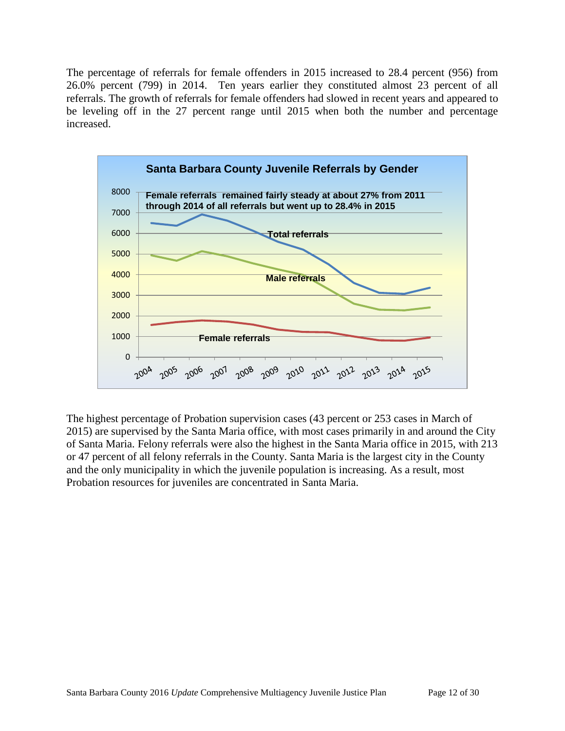The percentage of referrals for female offenders in 2015 increased to 28.4 percent (956) from 26.0% percent (799) in 2014. Ten years earlier they constituted almost 23 percent of all referrals. The growth of referrals for female offenders had slowed in recent years and appeared to be leveling off in the 27 percent range until 2015 when both the number and percentage increased.

**Santa Barbara County Juvenile Referrals by Gender**

Female referrals remained fairly steady at about 27% from 2011 through 2014 of all referrals but went up to 28.4% in 2015

The highest percentage of Probation supervision cases (43 percent or 253 cases in March of 2015) are supervised by the Santa Maria office, with most cases primarily in and around the City of Santa Maria. Felony referrals were also the highest in the Santa Maria office in 2015, with 213 or 47 percent of all felony referrals in the County. Santa Maria is the largest city in the County and the only municipality in which the juvenile population is increasing. As a result, most Probation resources for juveniles are concentrated in Santa Maria.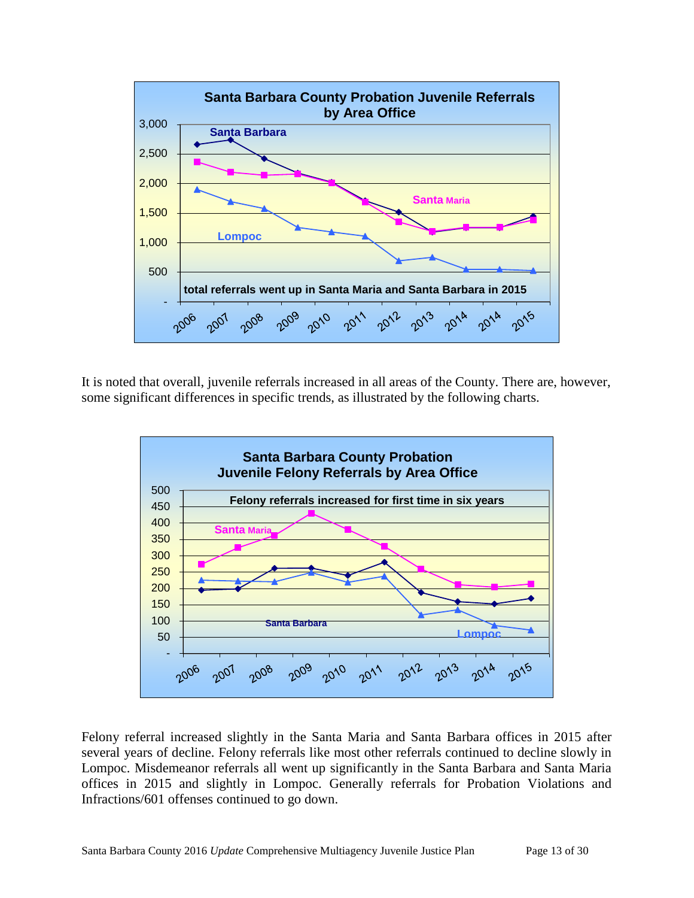It is noted that overall, juvenile referrals increased in all areas of the County. There are, however, some significant differences in specific trends, as illustrated by the following charts.

Felony referral increased slightly in the Santa Maria and Santa Barbara offices in 2015 after several years of decline. Felony referrals like most other referrals continued to decline slowly in Lompoc. Misdemeanor referrals all went up significantly in the Santa Barbara and Santa Maria offices in 2015 and slightly in Lompoc. Generally referrals for Probation Violations and Infractions/601 offenses continued to go down.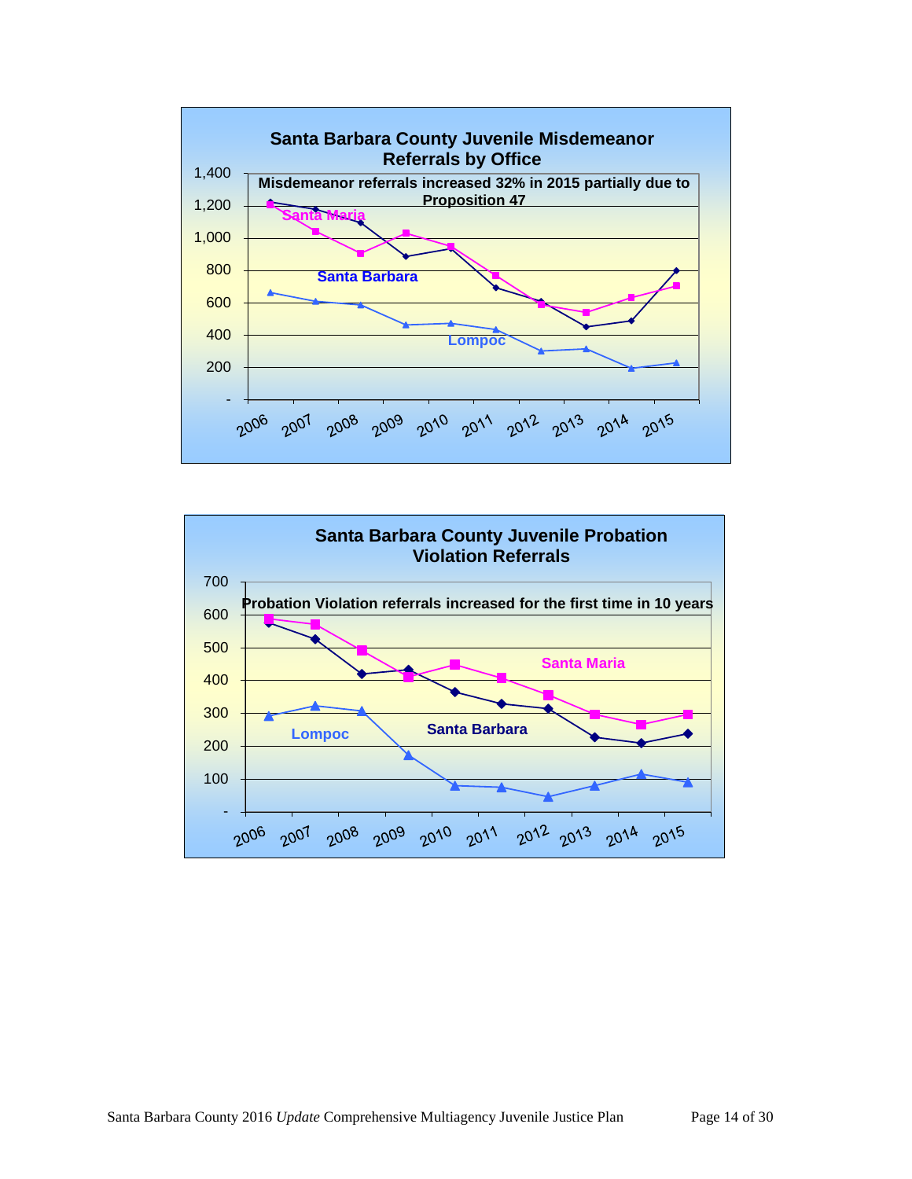**Santa Barbara County Juvenile Misdemeanor Referrals by Office**

Misdemeanor referrals increased 32% in 2015 partially due to Proposition 47

**Santa Barbara County Juvenile Probation Violation Referrals**

Probation Violation referrals increased for the first time in 10 years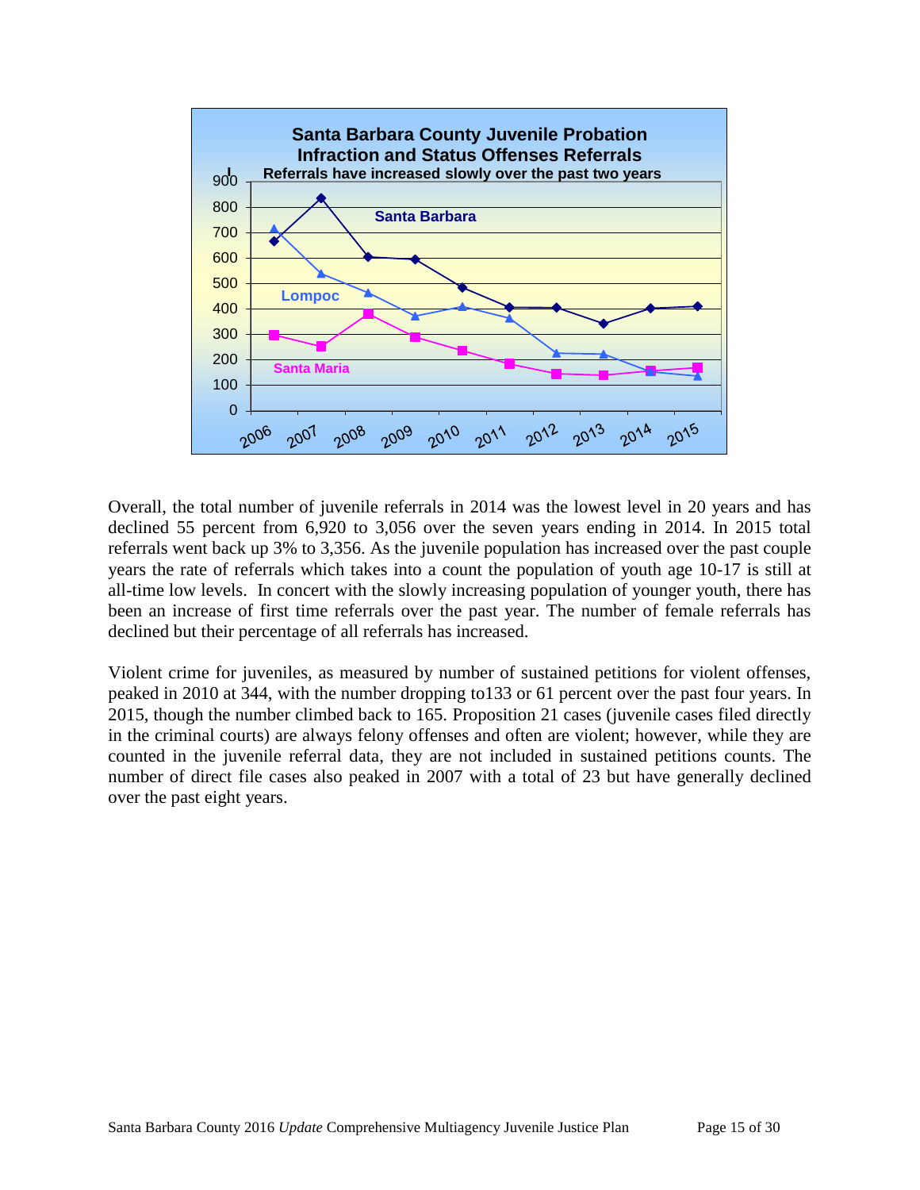**Santa Barbara County Juvenile Probation Infraction and Status Offenses Referrals**

**Referrals have increased slowly over the past two years**

Overall, the total number of juvenile referrals in 2014 was the lowest level in 20 years and has declined 55 percent from 6,920 to 3,056 over the seven years ending in 2014. In 2015 total referrals went back up 3% to 3,356. As the juvenile population has increased over the past couple years the rate of referrals which takes into a count the population of youth age 10-17 is still at all-time low levels. In concert with the slowly increasing population of younger youth, there has been an increase of first time referrals over the past year. The number of female referrals has declined but their percentage of all referrals has increased.

Violent crime for juveniles, as measured by number of sustained petitions for violent offenses, peaked in 2010 at 344, with the number dropping to133 or 61 percent over the past four years. In 2015, though the number climbed back to 165. Proposition 21 cases (juvenile cases filed directly in the criminal courts) are always felony offenses and often are violent; however, while they are counted in the juvenile referral data, they are not included in sustained petitions counts. The number of direct file cases also peaked in 2007 with a total of 23 but have generally declined over the past eight years.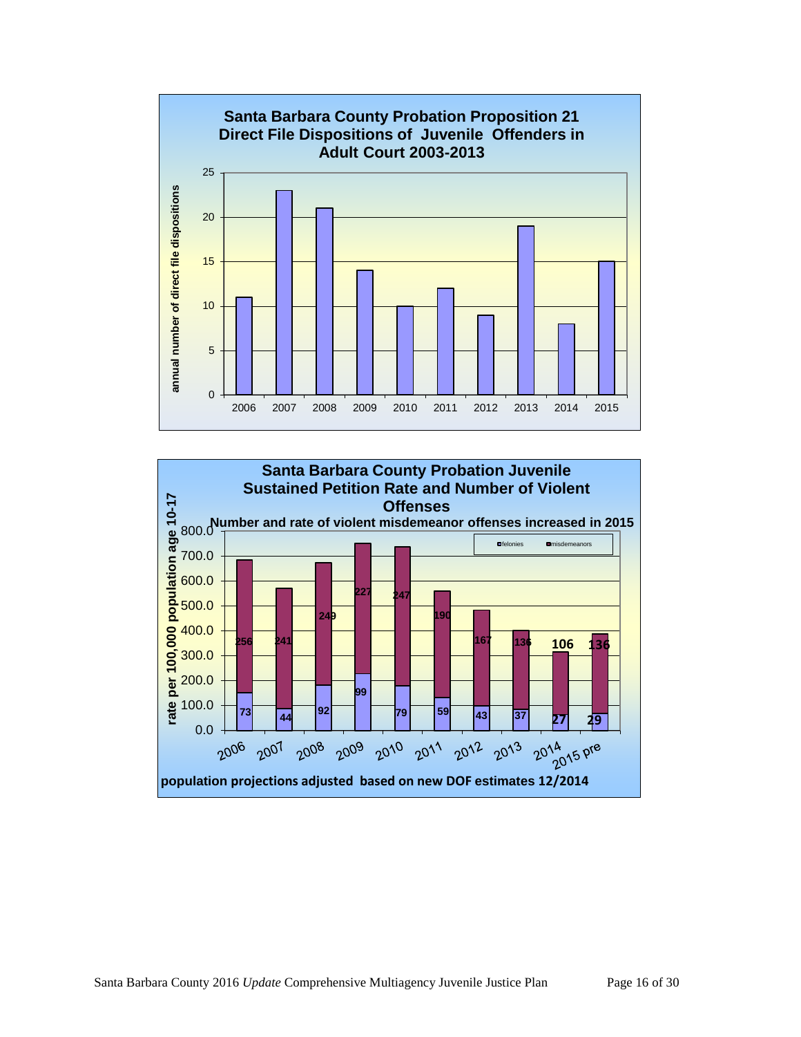**Santa Barbara County Probation Proposition 21 Direct File Dispositions of Juvenile Offenders in Adult Court 2003-2013**

| Year | Annual number of direct file dispositions |
|---|---|
| 2006 | 11 |
| 2007 | 23 |
| 2008 | 21 |
| 2009 | 14 |
| 2010 | 10 |
| 2011 | 12 |
| 2012 | 9 |
| 2013 | 19 |
| 2014 | 8 |
| 2015 | 15 |

**Santa Barbara County Probation Juvenile Sustained Petition Rate and Number of Violent Offenses**

**Number and rate of violent misdemeanor offenses increased in 2015**

rate per 100,000 population age 10-17

| Year | felonies | misdemeanors |
|---|---|---|
| 2006 | 73 | 256 |
| 2007 | 44 | 241 |
| 2008 | 92 | 249 |
| 2009 | 99 | 227 |
| 2010 | 79 | 247 |
| 2011 | 59 | 190 |
| 2012 | 43 | 167 |
| 2013 | 37 | 136 |
| 2014 | 27 | 106 |
| 2015 pre | 29 | 136 |

**population projections adjusted based on new DOF estimates 12/2014**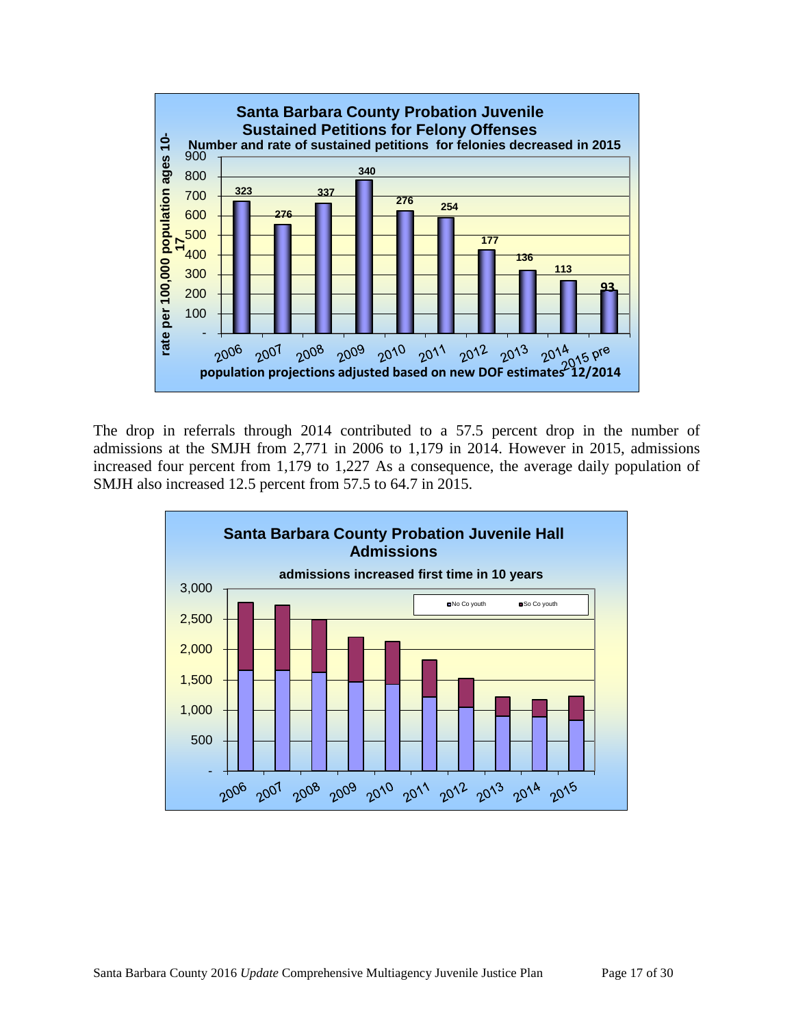**Santa Barbara County Probation Juvenile Sustained Petitions for Felony Offenses**

**Number and rate of sustained petitions for felonies decreased in 2015**

| Year | Number of sustained petitions |
|---|---|
| 2006 | 323 |
| 2007 | 276 |
| 2008 | 337 |
| 2009 | 340 |
| 2010 | 276 |
| 2011 | 254 |
| 2012 | 177 |
| 2013 | 136 |
| 2014 | 113 |
| 2015 pre | 93 |

Y-axis: rate per 100,000 population ages 10-17

population projections adjusted based on new DOF estimates 12/2014

The drop in referrals through 2014 contributed to a 57.5 percent drop in the number of admissions at the SMJH from 2,771 in 2006 to 1,179 in 2014. However in 2015, admissions increased four percent from 1,179 to 1,227 As a consequence, the average daily population of SMJH also increased 12.5 percent from 57.5 to 64.7 in 2015.

**Santa Barbara County Probation Juvenile Hall Admissions**

**admissions increased first time in 10 years**

Legend: No Co youth; So Co youth

Years: 2006, 2007, 2008, 2009, 2010, 2011, 2012, 2013, 2014, 2015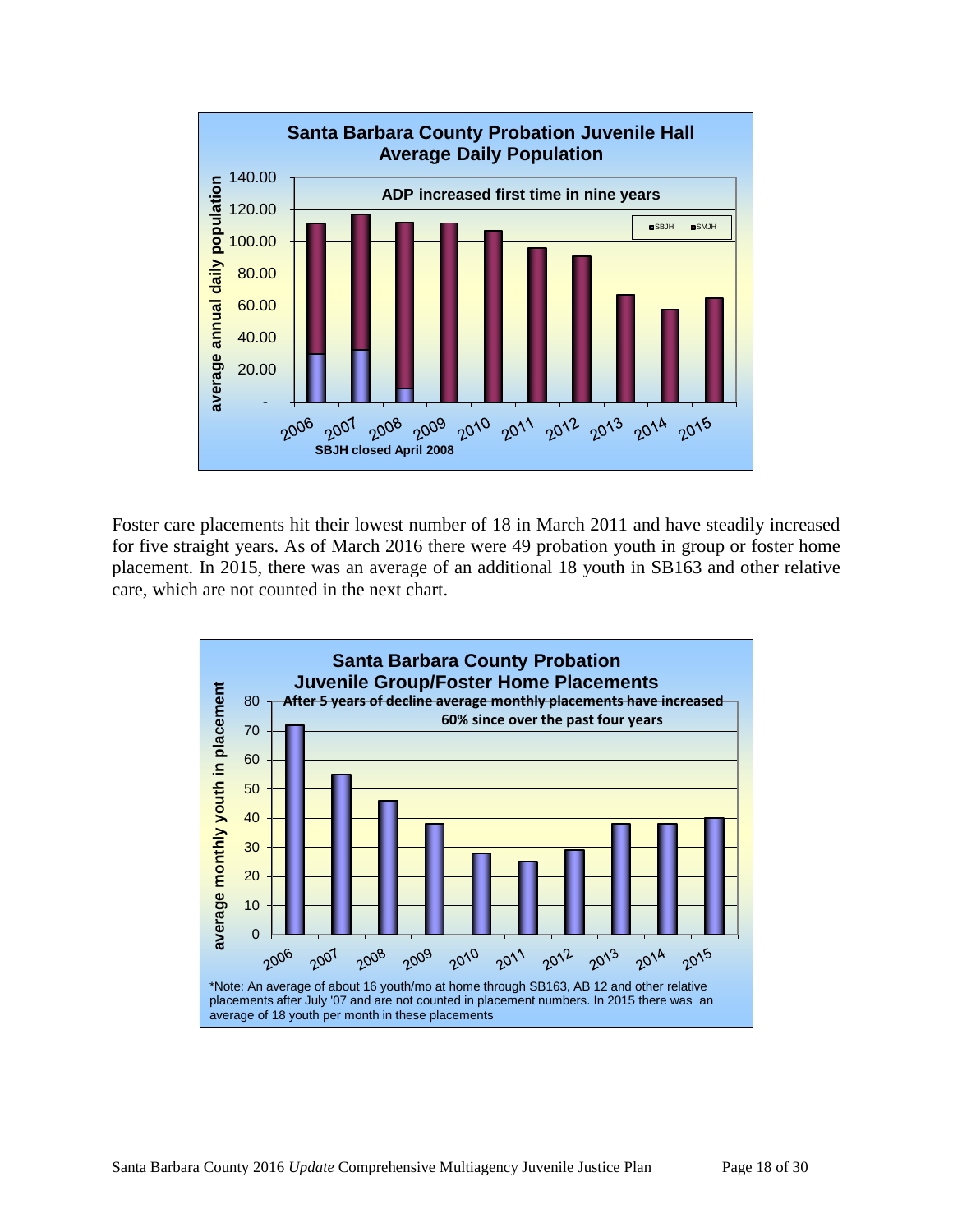**Santa Barbara County Probation Juvenile Hall Average Daily Population**

ADP increased first time in nine years

SBJH closed April 2008

Foster care placements hit their lowest number of 18 in March 2011 and have steadily increased for five straight years. As of March 2016 there were 49 probation youth in group or foster home placement. In 2015, there was an average of an additional 18 youth in SB163 and other relative care, which are not counted in the next chart.

**Santa Barbara County Probation Juvenile Group/Foster Home Placements**

After 5 years of decline average monthly placements have increased 60% since over the past four years

*Note: An average of about 16 youth/mo at home through SB163, AB 12 and other relative placements after July '07 and are not counted in placement numbers. In 2015 there was an average of 18 youth per month in these placements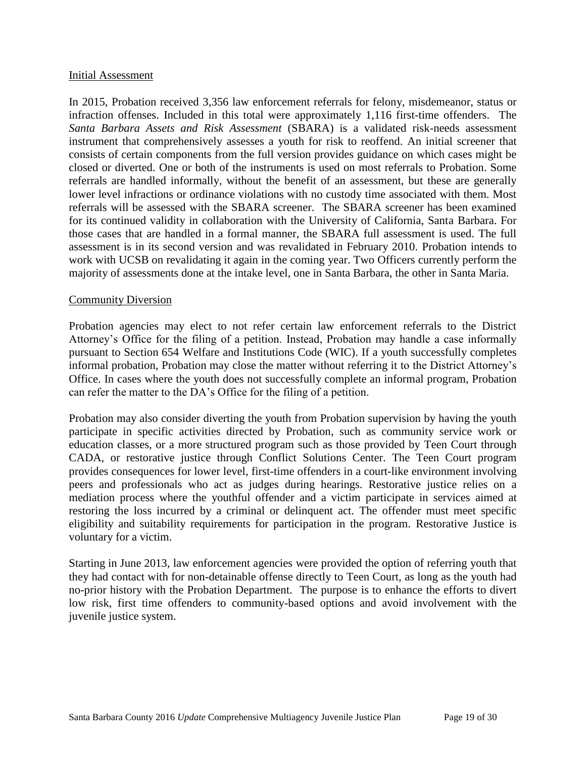## Initial Assessment

In 2015, Probation received 3,356 law enforcement referrals for felony, misdemeanor, status or infraction offenses. Included in this total were approximately 1,116 first-time offenders. The *Santa Barbara Assets and Risk Assessment* (SBARA) is a validated risk-needs assessment instrument that comprehensively assesses a youth for risk to reoffend. An initial screener that consists of certain components from the full version provides guidance on which cases might be closed or diverted. One or both of the instruments is used on most referrals to Probation. Some referrals are handled informally, without the benefit of an assessment, but these are generally lower level infractions or ordinance violations with no custody time associated with them. Most referrals will be assessed with the SBARA screener. The SBARA screener has been examined for its continued validity in collaboration with the University of California, Santa Barbara. For those cases that are handled in a formal manner, the SBARA full assessment is used. The full assessment is in its second version and was revalidated in February 2010. Probation intends to work with UCSB on revalidating it again in the coming year. Two Officers currently perform the majority of assessments done at the intake level, one in Santa Barbara, the other in Santa Maria.

## Community Diversion

Probation agencies may elect to not refer certain law enforcement referrals to the District Attorney's Office for the filing of a petition. Instead, Probation may handle a case informally pursuant to Section 654 Welfare and Institutions Code (WIC). If a youth successfully completes informal probation, Probation may close the matter without referring it to the District Attorney's Office. In cases where the youth does not successfully complete an informal program, Probation can refer the matter to the DA's Office for the filing of a petition.

Probation may also consider diverting the youth from Probation supervision by having the youth participate in specific activities directed by Probation, such as community service work or education classes, or a more structured program such as those provided by Teen Court through CADA, or restorative justice through Conflict Solutions Center. The Teen Court program provides consequences for lower level, first-time offenders in a court-like environment involving peers and professionals who act as judges during hearings. Restorative justice relies on a mediation process where the youthful offender and a victim participate in services aimed at restoring the loss incurred by a criminal or delinquent act. The offender must meet specific eligibility and suitability requirements for participation in the program. Restorative Justice is voluntary for a victim.

Starting in June 2013, law enforcement agencies were provided the option of referring youth that they had contact with for non-detainable offense directly to Teen Court, as long as the youth had no-prior history with the Probation Department. The purpose is to enhance the efforts to divert low risk, first time offenders to community-based options and avoid involvement with the juvenile justice system.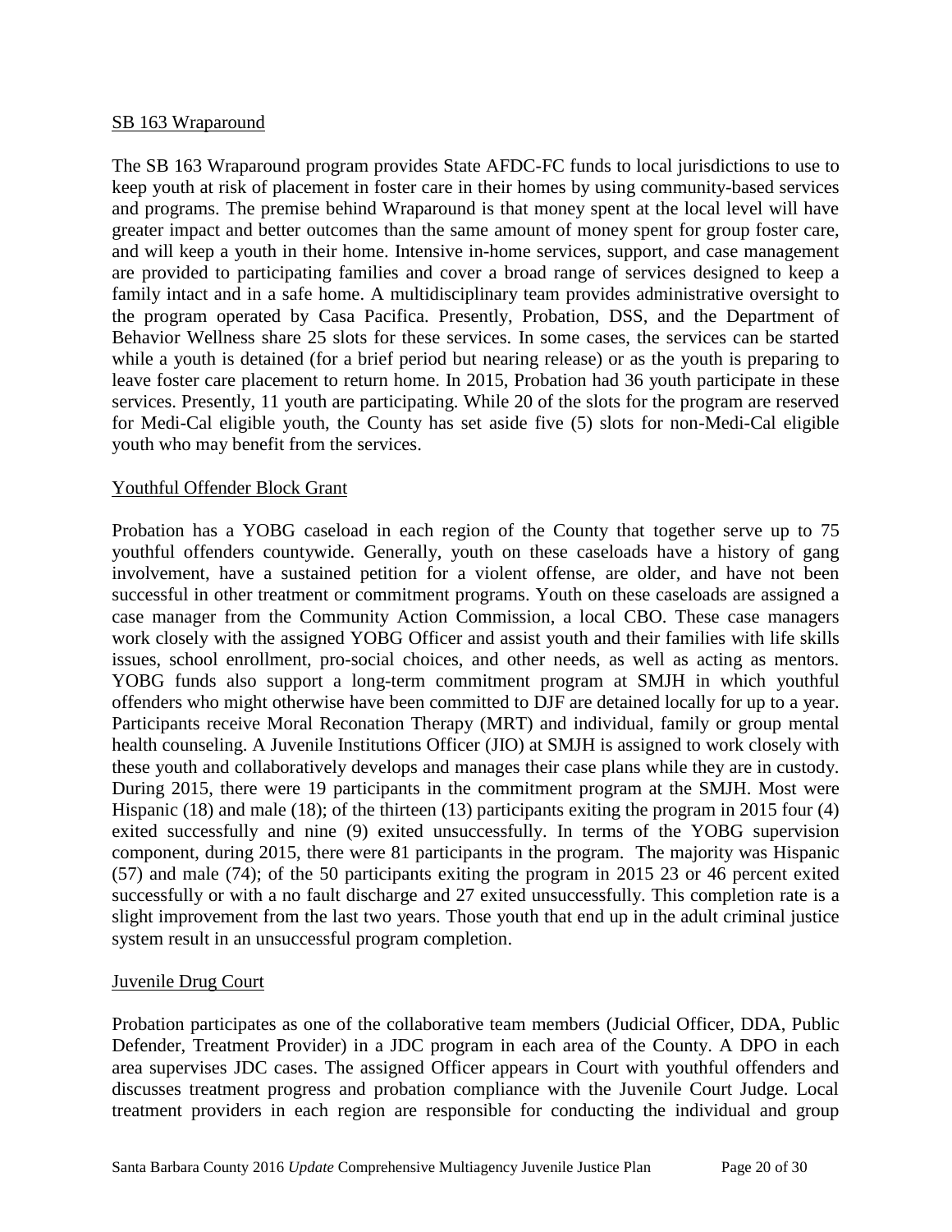SB 163 Wraparound

The SB 163 Wraparound program provides State AFDC-FC funds to local jurisdictions to use to keep youth at risk of placement in foster care in their homes by using community-based services and programs. The premise behind Wraparound is that money spent at the local level will have greater impact and better outcomes than the same amount of money spent for group foster care, and will keep a youth in their home. Intensive in-home services, support, and case management are provided to participating families and cover a broad range of services designed to keep a family intact and in a safe home. A multidisciplinary team provides administrative oversight to the program operated by Casa Pacifica. Presently, Probation, DSS, and the Department of Behavior Wellness share 25 slots for these services. In some cases, the services can be started while a youth is detained (for a brief period but nearing release) or as the youth is preparing to leave foster care placement to return home. In 2015, Probation had 36 youth participate in these services. Presently, 11 youth are participating. While 20 of the slots for the program are reserved for Medi-Cal eligible youth, the County has set aside five (5) slots for non-Medi-Cal eligible youth who may benefit from the services.

Youthful Offender Block Grant

Probation has a YOBG caseload in each region of the County that together serve up to 75 youthful offenders countywide. Generally, youth on these caseloads have a history of gang involvement, have a sustained petition for a violent offense, are older, and have not been successful in other treatment or commitment programs. Youth on these caseloads are assigned a case manager from the Community Action Commission, a local CBO. These case managers work closely with the assigned YOBG Officer and assist youth and their families with life skills issues, school enrollment, pro-social choices, and other needs, as well as acting as mentors. YOBG funds also support a long-term commitment program at SMJH in which youthful offenders who might otherwise have been committed to DJF are detained locally for up to a year. Participants receive Moral Reconation Therapy (MRT) and individual, family or group mental health counseling. A Juvenile Institutions Officer (JIO) at SMJH is assigned to work closely with these youth and collaboratively develops and manages their case plans while they are in custody. During 2015, there were 19 participants in the commitment program at the SMJH. Most were Hispanic (18) and male (18); of the thirteen (13) participants exiting the program in 2015 four (4) exited successfully and nine (9) exited unsuccessfully. In terms of the YOBG supervision component, during 2015, there were 81 participants in the program. The majority was Hispanic (57) and male (74); of the 50 participants exiting the program in 2015 23 or 46 percent exited successfully or with a no fault discharge and 27 exited unsuccessfully. This completion rate is a slight improvement from the last two years. Those youth that end up in the adult criminal justice system result in an unsuccessful program completion.

Juvenile Drug Court

Probation participates as one of the collaborative team members (Judicial Officer, DDA, Public Defender, Treatment Provider) in a JDC program in each area of the County. A DPO in each area supervises JDC cases. The assigned Officer appears in Court with youthful offenders and discusses treatment progress and probation compliance with the Juvenile Court Judge. Local treatment providers in each region are responsible for conducting the individual and group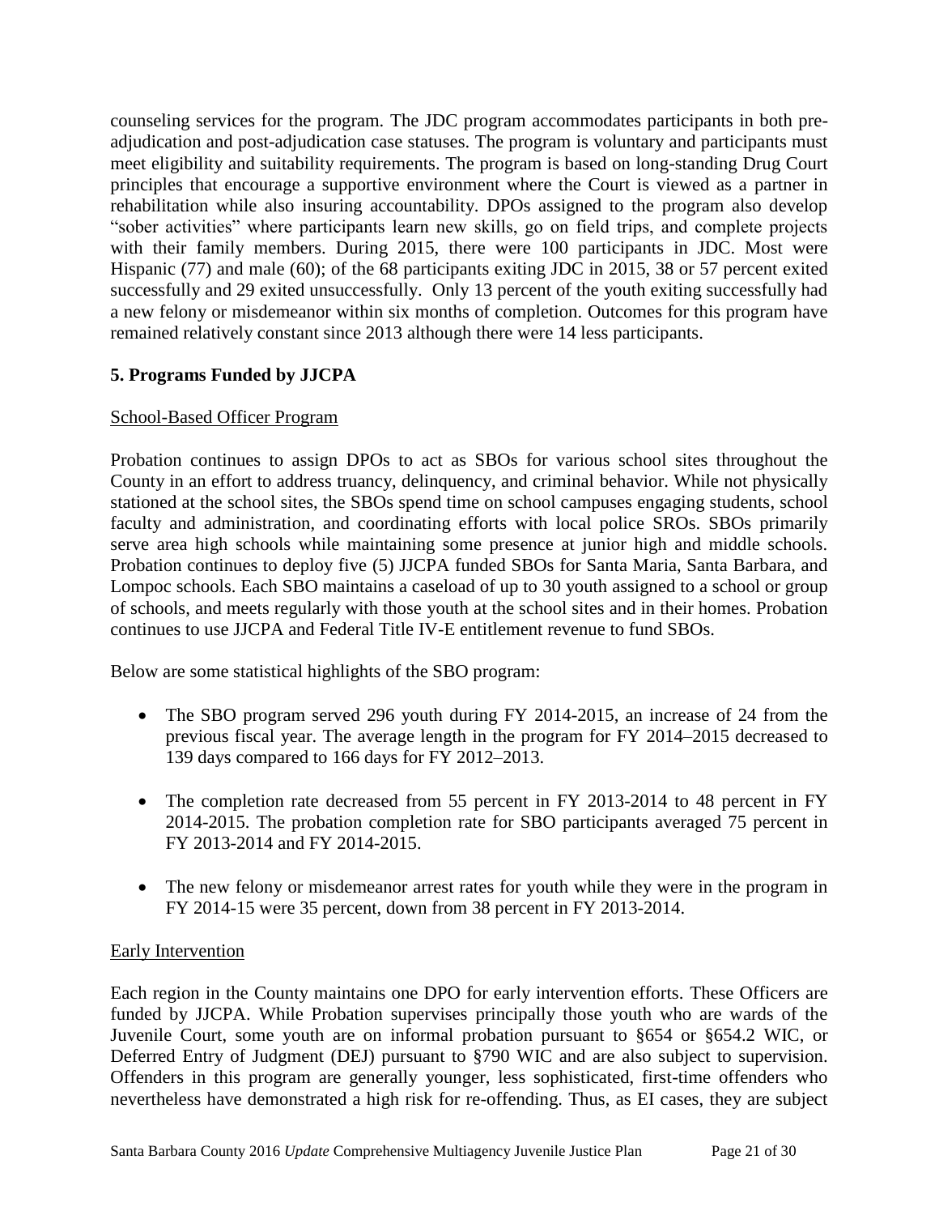counseling services for the program. The JDC program accommodates participants in both pre-adjudication and post-adjudication case statuses. The program is voluntary and participants must meet eligibility and suitability requirements. The program is based on long-standing Drug Court principles that encourage a supportive environment where the Court is viewed as a partner in rehabilitation while also insuring accountability. DPOs assigned to the program also develop "sober activities" where participants learn new skills, go on field trips, and complete projects with their family members. During 2015, there were 100 participants in JDC. Most were Hispanic (77) and male (60); of the 68 participants exiting JDC in 2015, 38 or 57 percent exited successfully and 29 exited unsuccessfully. Only 13 percent of the youth exiting successfully had a new felony or misdemeanor within six months of completion. Outcomes for this program have remained relatively constant since 2013 although there were 14 less participants.

## 5. Programs Funded by JJCPA

School-Based Officer Program

Probation continues to assign DPOs to act as SBOs for various school sites throughout the County in an effort to address truancy, delinquency, and criminal behavior. While not physically stationed at the school sites, the SBOs spend time on school campuses engaging students, school faculty and administration, and coordinating efforts with local police SROs. SBOs primarily serve area high schools while maintaining some presence at junior high and middle schools. Probation continues to deploy five (5) JJCPA funded SBOs for Santa Maria, Santa Barbara, and Lompoc schools. Each SBO maintains a caseload of up to 30 youth assigned to a school or group of schools, and meets regularly with those youth at the school sites and in their homes. Probation continues to use JJCPA and Federal Title IV-E entitlement revenue to fund SBOs.

Below are some statistical highlights of the SBO program:

- The SBO program served 296 youth during FY 2014-2015, an increase of 24 from the previous fiscal year. The average length in the program for FY 2014–2015 decreased to 139 days compared to 166 days for FY 2012–2013.
- The completion rate decreased from 55 percent in FY 2013-2014 to 48 percent in FY 2014-2015. The probation completion rate for SBO participants averaged 75 percent in FY 2013-2014 and FY 2014-2015.
- The new felony or misdemeanor arrest rates for youth while they were in the program in FY 2014-15 were 35 percent, down from 38 percent in FY 2013-2014.

Early Intervention

Each region in the County maintains one DPO for early intervention efforts. These Officers are funded by JJCPA. While Probation supervises principally those youth who are wards of the Juvenile Court, some youth are on informal probation pursuant to §654 or §654.2 WIC, or Deferred Entry of Judgment (DEJ) pursuant to §790 WIC and are also subject to supervision. Offenders in this program are generally younger, less sophisticated, first-time offenders who nevertheless have demonstrated a high risk for re-offending. Thus, as EI cases, they are subject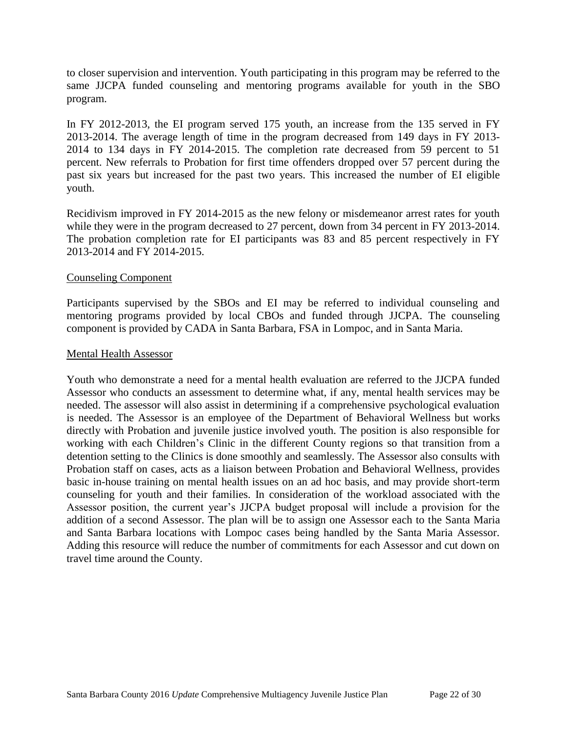to closer supervision and intervention. Youth participating in this program may be referred to the same JJCPA funded counseling and mentoring programs available for youth in the SBO program.

In FY 2012-2013, the EI program served 175 youth, an increase from the 135 served in FY 2013-2014. The average length of time in the program decreased from 149 days in FY 2013-2014 to 134 days in FY 2014-2015. The completion rate decreased from 59 percent to 51 percent. New referrals to Probation for first time offenders dropped over 57 percent during the past six years but increased for the past two years. This increased the number of EI eligible youth.

Recidivism improved in FY 2014-2015 as the new felony or misdemeanor arrest rates for youth while they were in the program decreased to 27 percent, down from 34 percent in FY 2013-2014. The probation completion rate for EI participants was 83 and 85 percent respectively in FY 2013-2014 and FY 2014-2015.

<u>Counseling Component</u>

Participants supervised by the SBOs and EI may be referred to individual counseling and mentoring programs provided by local CBOs and funded through JJCPA. The counseling component is provided by CADA in Santa Barbara, FSA in Lompoc, and in Santa Maria.

<u>Mental Health Assessor</u>

Youth who demonstrate a need for a mental health evaluation are referred to the JJCPA funded Assessor who conducts an assessment to determine what, if any, mental health services may be needed. The assessor will also assist in determining if a comprehensive psychological evaluation is needed. The Assessor is an employee of the Department of Behavioral Wellness but works directly with Probation and juvenile justice involved youth. The position is also responsible for working with each Children's Clinic in the different County regions so that transition from a detention setting to the Clinics is done smoothly and seamlessly. The Assessor also consults with Probation staff on cases, acts as a liaison between Probation and Behavioral Wellness, provides basic in-house training on mental health issues on an ad hoc basis, and may provide short-term counseling for youth and their families. In consideration of the workload associated with the Assessor position, the current year's JJCPA budget proposal will include a provision for the addition of a second Assessor. The plan will be to assign one Assessor each to the Santa Maria and Santa Barbara locations with Lompoc cases being handled by the Santa Maria Assessor. Adding this resource will reduce the number of commitments for each Assessor and cut down on travel time around the County.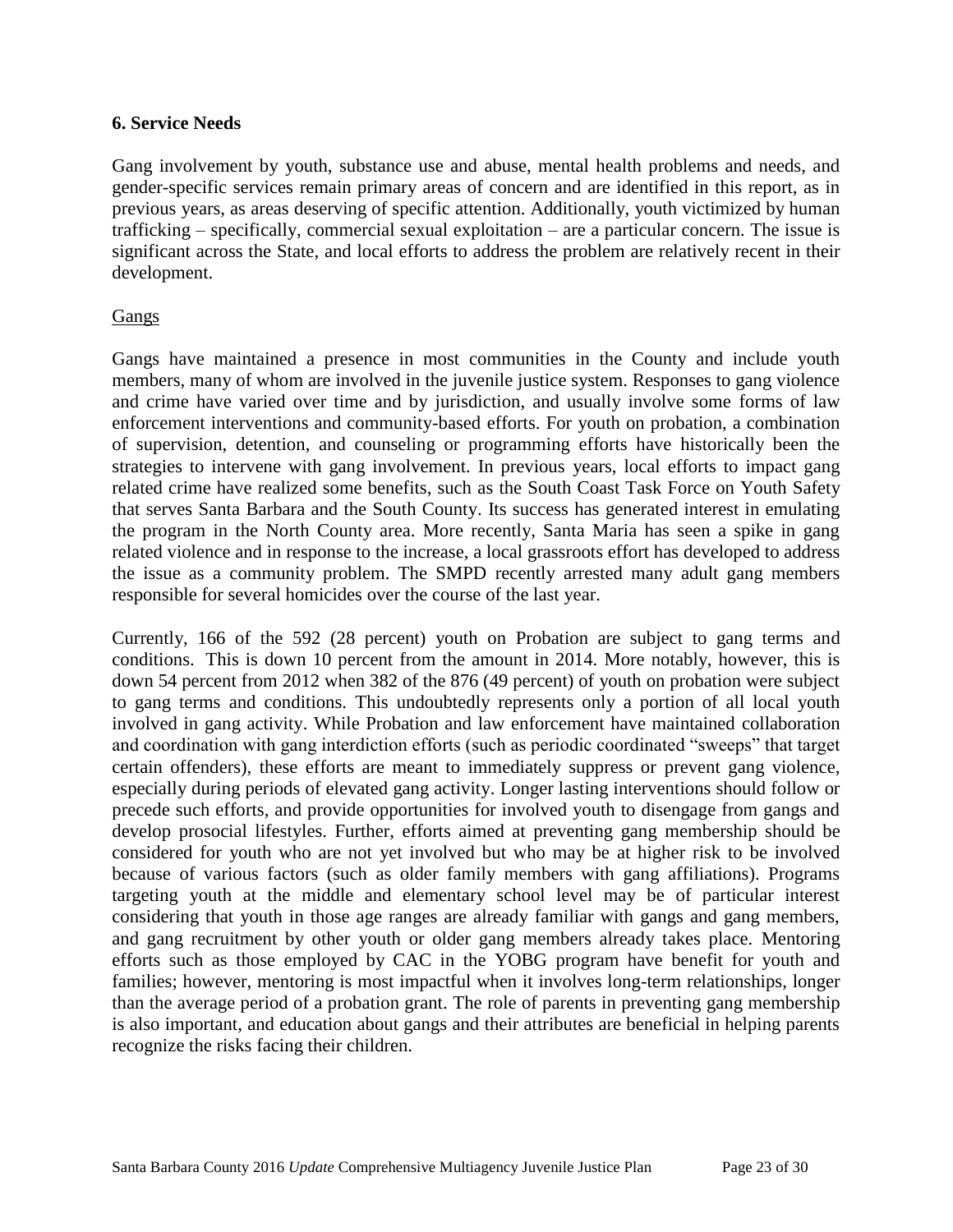## 6. Service Needs

Gang involvement by youth, substance use and abuse, mental health problems and needs, and gender-specific services remain primary areas of concern and are identified in this report, as in previous years, as areas deserving of specific attention. Additionally, youth victimized by human trafficking – specifically, commercial sexual exploitation – are a particular concern. The issue is significant across the State, and local efforts to address the problem are relatively recent in their development.

Gangs

Gangs have maintained a presence in most communities in the County and include youth members, many of whom are involved in the juvenile justice system. Responses to gang violence and crime have varied over time and by jurisdiction, and usually involve some forms of law enforcement interventions and community-based efforts. For youth on probation, a combination of supervision, detention, and counseling or programming efforts have historically been the strategies to intervene with gang involvement. In previous years, local efforts to impact gang related crime have realized some benefits, such as the South Coast Task Force on Youth Safety that serves Santa Barbara and the South County. Its success has generated interest in emulating the program in the North County area. More recently, Santa Maria has seen a spike in gang related violence and in response to the increase, a local grassroots effort has developed to address the issue as a community problem. The SMPD recently arrested many adult gang members responsible for several homicides over the course of the last year.

Currently, 166 of the 592 (28 percent) youth on Probation are subject to gang terms and conditions. This is down 10 percent from the amount in 2014. More notably, however, this is down 54 percent from 2012 when 382 of the 876 (49 percent) of youth on probation were subject to gang terms and conditions. This undoubtedly represents only a portion of all local youth involved in gang activity. While Probation and law enforcement have maintained collaboration and coordination with gang interdiction efforts (such as periodic coordinated "sweeps" that target certain offenders), these efforts are meant to immediately suppress or prevent gang violence, especially during periods of elevated gang activity. Longer lasting interventions should follow or precede such efforts, and provide opportunities for involved youth to disengage from gangs and develop prosocial lifestyles. Further, efforts aimed at preventing gang membership should be considered for youth who are not yet involved but who may be at higher risk to be involved because of various factors (such as older family members with gang affiliations). Programs targeting youth at the middle and elementary school level may be of particular interest considering that youth in those age ranges are already familiar with gangs and gang members, and gang recruitment by other youth or older gang members already takes place. Mentoring efforts such as those employed by CAC in the YOBG program have benefit for youth and families; however, mentoring is most impactful when it involves long-term relationships, longer than the average period of a probation grant. The role of parents in preventing gang membership is also important, and education about gangs and their attributes are beneficial in helping parents recognize the risks facing their children.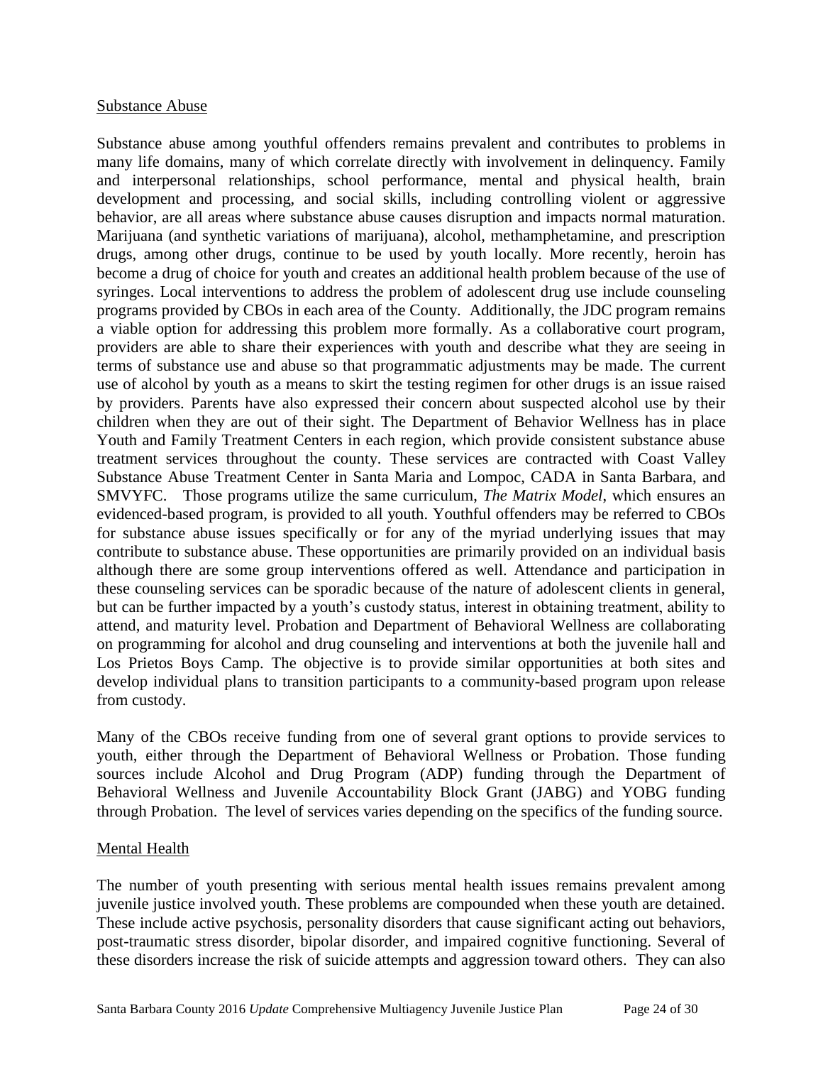Substance Abuse

Substance abuse among youthful offenders remains prevalent and contributes to problems in many life domains, many of which correlate directly with involvement in delinquency. Family and interpersonal relationships, school performance, mental and physical health, brain development and processing, and social skills, including controlling violent or aggressive behavior, are all areas where substance abuse causes disruption and impacts normal maturation. Marijuana (and synthetic variations of marijuana), alcohol, methamphetamine, and prescription drugs, among other drugs, continue to be used by youth locally. More recently, heroin has become a drug of choice for youth and creates an additional health problem because of the use of syringes. Local interventions to address the problem of adolescent drug use include counseling programs provided by CBOs in each area of the County. Additionally, the JDC program remains a viable option for addressing this problem more formally. As a collaborative court program, providers are able to share their experiences with youth and describe what they are seeing in terms of substance use and abuse so that programmatic adjustments may be made. The current use of alcohol by youth as a means to skirt the testing regimen for other drugs is an issue raised by providers. Parents have also expressed their concern about suspected alcohol use by their children when they are out of their sight. The Department of Behavior Wellness has in place Youth and Family Treatment Centers in each region, which provide consistent substance abuse treatment services throughout the county. These services are contracted with Coast Valley Substance Abuse Treatment Center in Santa Maria and Lompoc, CADA in Santa Barbara, and SMVYFC. Those programs utilize the same curriculum, *The Matrix Model*, which ensures an evidenced-based program, is provided to all youth. Youthful offenders may be referred to CBOs for substance abuse issues specifically or for any of the myriad underlying issues that may contribute to substance abuse. These opportunities are primarily provided on an individual basis although there are some group interventions offered as well. Attendance and participation in these counseling services can be sporadic because of the nature of adolescent clients in general, but can be further impacted by a youth's custody status, interest in obtaining treatment, ability to attend, and maturity level. Probation and Department of Behavioral Wellness are collaborating on programming for alcohol and drug counseling and interventions at both the juvenile hall and Los Prietos Boys Camp. The objective is to provide similar opportunities at both sites and develop individual plans to transition participants to a community-based program upon release from custody.

Many of the CBOs receive funding from one of several grant options to provide services to youth, either through the Department of Behavioral Wellness or Probation. Those funding sources include Alcohol and Drug Program (ADP) funding through the Department of Behavioral Wellness and Juvenile Accountability Block Grant (JABG) and YOBG funding through Probation. The level of services varies depending on the specifics of the funding source.

Mental Health

The number of youth presenting with serious mental health issues remains prevalent among juvenile justice involved youth. These problems are compounded when these youth are detained. These include active psychosis, personality disorders that cause significant acting out behaviors, post-traumatic stress disorder, bipolar disorder, and impaired cognitive functioning. Several of these disorders increase the risk of suicide attempts and aggression toward others. They can also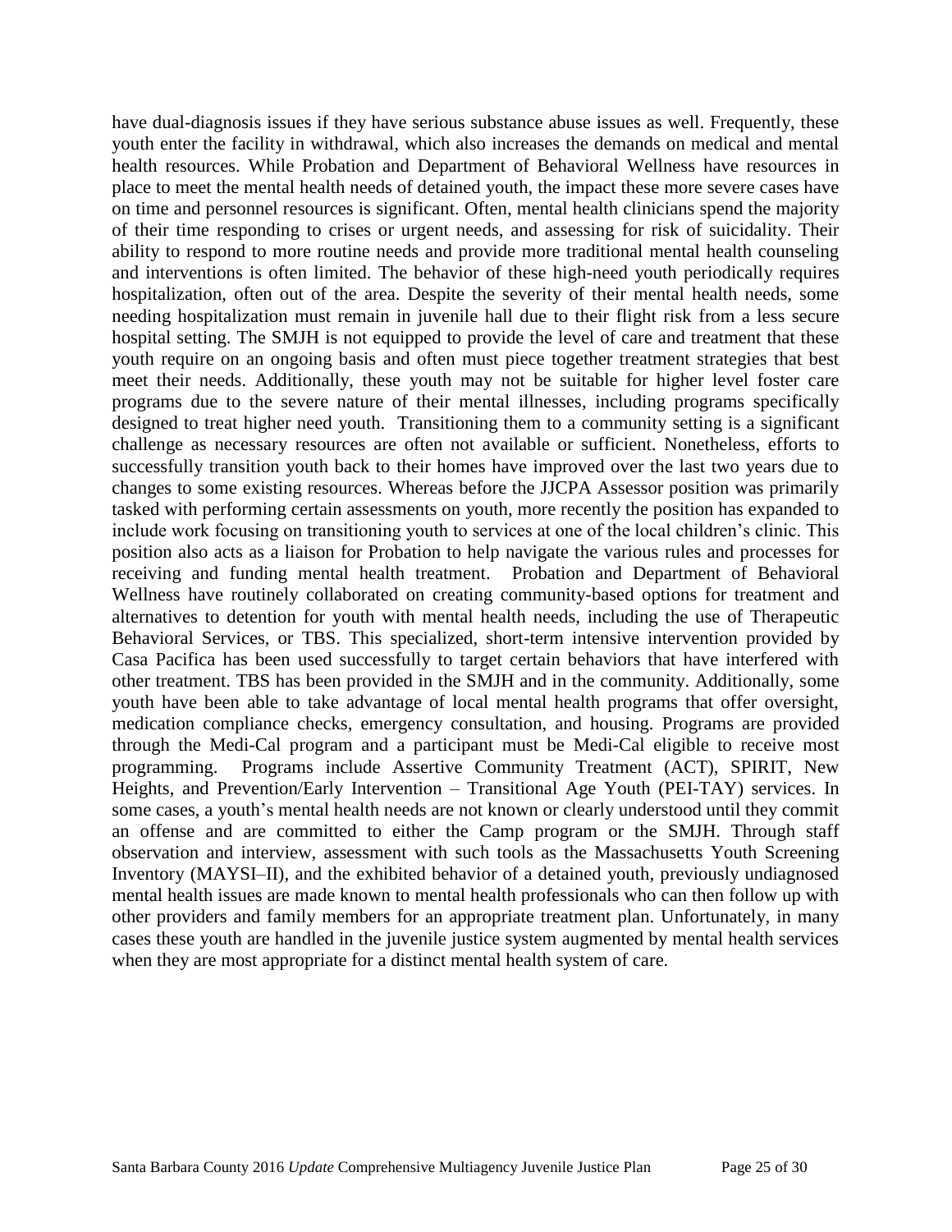have dual-diagnosis issues if they have serious substance abuse issues as well. Frequently, these youth enter the facility in withdrawal, which also increases the demands on medical and mental health resources. While Probation and Department of Behavioral Wellness have resources in place to meet the mental health needs of detained youth, the impact these more severe cases have on time and personnel resources is significant. Often, mental health clinicians spend the majority of their time responding to crises or urgent needs, and assessing for risk of suicidality. Their ability to respond to more routine needs and provide more traditional mental health counseling and interventions is often limited. The behavior of these high-need youth periodically requires hospitalization, often out of the area. Despite the severity of their mental health needs, some needing hospitalization must remain in juvenile hall due to their flight risk from a less secure hospital setting. The SMJH is not equipped to provide the level of care and treatment that these youth require on an ongoing basis and often must piece together treatment strategies that best meet their needs. Additionally, these youth may not be suitable for higher level foster care programs due to the severe nature of their mental illnesses, including programs specifically designed to treat higher need youth. Transitioning them to a community setting is a significant challenge as necessary resources are often not available or sufficient. Nonetheless, efforts to successfully transition youth back to their homes have improved over the last two years due to changes to some existing resources. Whereas before the JJCPA Assessor position was primarily tasked with performing certain assessments on youth, more recently the position has expanded to include work focusing on transitioning youth to services at one of the local children's clinic. This position also acts as a liaison for Probation to help navigate the various rules and processes for receiving and funding mental health treatment. Probation and Department of Behavioral Wellness have routinely collaborated on creating community-based options for treatment and alternatives to detention for youth with mental health needs, including the use of Therapeutic Behavioral Services, or TBS. This specialized, short-term intensive intervention provided by Casa Pacifica has been used successfully to target certain behaviors that have interfered with other treatment. TBS has been provided in the SMJH and in the community. Additionally, some youth have been able to take advantage of local mental health programs that offer oversight, medication compliance checks, emergency consultation, and housing. Programs are provided through the Medi-Cal program and a participant must be Medi-Cal eligible to receive most programming. Programs include Assertive Community Treatment (ACT), SPIRIT, New Heights, and Prevention/Early Intervention – Transitional Age Youth (PEI-TAY) services. In some cases, a youth's mental health needs are not known or clearly understood until they commit an offense and are committed to either the Camp program or the SMJH. Through staff observation and interview, assessment with such tools as the Massachusetts Youth Screening Inventory (MAYSI–II), and the exhibited behavior of a detained youth, previously undiagnosed mental health issues are made known to mental health professionals who can then follow up with other providers and family members for an appropriate treatment plan. Unfortunately, in many cases these youth are handled in the juvenile justice system augmented by mental health services when they are most appropriate for a distinct mental health system of care.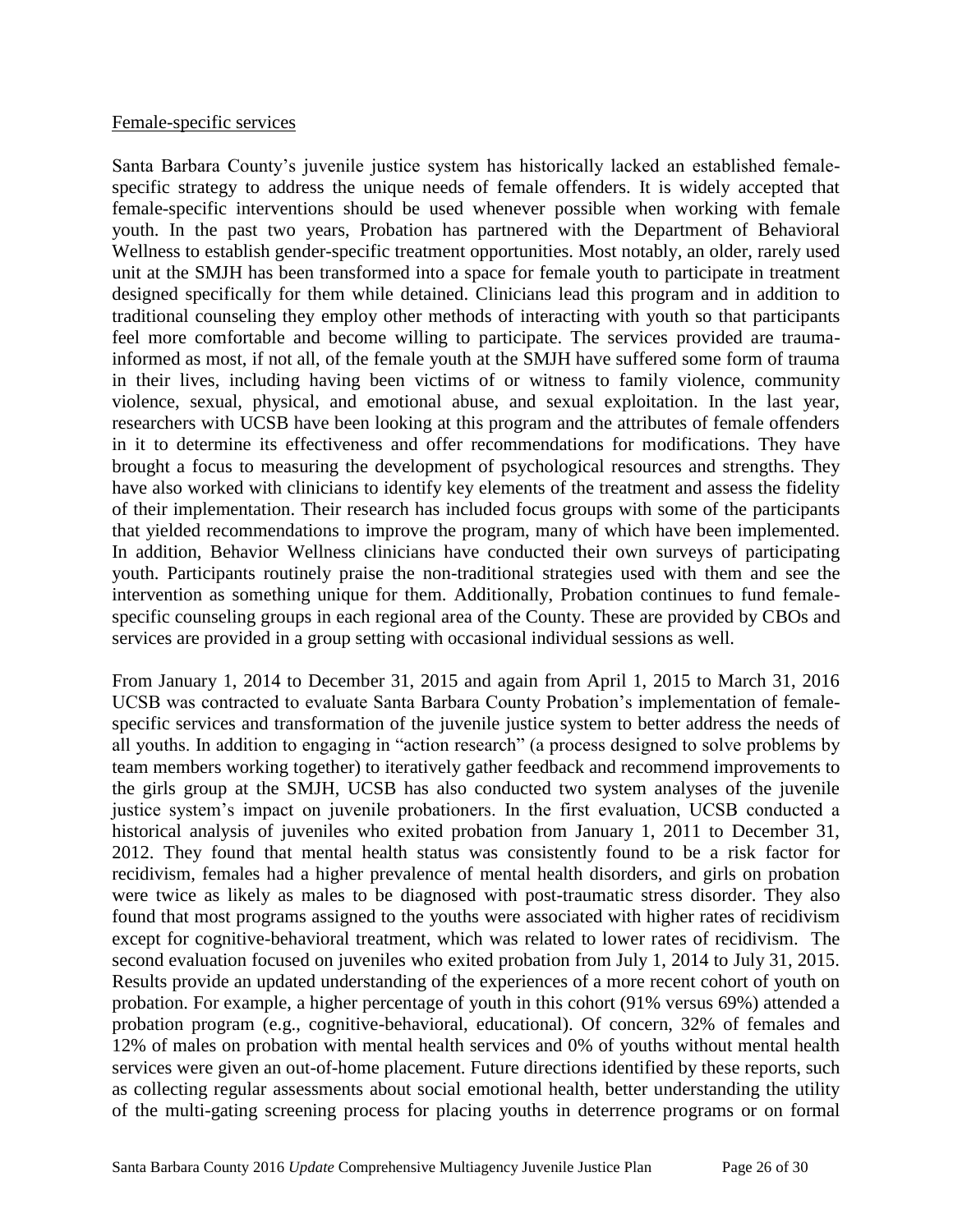Female-specific services

Santa Barbara County's juvenile justice system has historically lacked an established female-specific strategy to address the unique needs of female offenders. It is widely accepted that female-specific interventions should be used whenever possible when working with female youth. In the past two years, Probation has partnered with the Department of Behavioral Wellness to establish gender-specific treatment opportunities. Most notably, an older, rarely used unit at the SMJH has been transformed into a space for female youth to participate in treatment designed specifically for them while detained. Clinicians lead this program and in addition to traditional counseling they employ other methods of interacting with youth so that participants feel more comfortable and become willing to participate. The services provided are trauma-informed as most, if not all, of the female youth at the SMJH have suffered some form of trauma in their lives, including having been victims of or witness to family violence, community violence, sexual, physical, and emotional abuse, and sexual exploitation. In the last year, researchers with UCSB have been looking at this program and the attributes of female offenders in it to determine its effectiveness and offer recommendations for modifications. They have brought a focus to measuring the development of psychological resources and strengths. They have also worked with clinicians to identify key elements of the treatment and assess the fidelity of their implementation. Their research has included focus groups with some of the participants that yielded recommendations to improve the program, many of which have been implemented. In addition, Behavior Wellness clinicians have conducted their own surveys of participating youth. Participants routinely praise the non-traditional strategies used with them and see the intervention as something unique for them. Additionally, Probation continues to fund female-specific counseling groups in each regional area of the County. These are provided by CBOs and services are provided in a group setting with occasional individual sessions as well.

From January 1, 2014 to December 31, 2015 and again from April 1, 2015 to March 31, 2016 UCSB was contracted to evaluate Santa Barbara County Probation's implementation of female-specific services and transformation of the juvenile justice system to better address the needs of all youths. In addition to engaging in "action research" (a process designed to solve problems by team members working together) to iteratively gather feedback and recommend improvements to the girls group at the SMJH, UCSB has also conducted two system analyses of the juvenile justice system's impact on juvenile probationers. In the first evaluation, UCSB conducted a historical analysis of juveniles who exited probation from January 1, 2011 to December 31, 2012. They found that mental health status was consistently found to be a risk factor for recidivism, females had a higher prevalence of mental health disorders, and girls on probation were twice as likely as males to be diagnosed with post-traumatic stress disorder. They also found that most programs assigned to the youths were associated with higher rates of recidivism except for cognitive-behavioral treatment, which was related to lower rates of recidivism. The second evaluation focused on juveniles who exited probation from July 1, 2014 to July 31, 2015. Results provide an updated understanding of the experiences of a more recent cohort of youth on probation. For example, a higher percentage of youth in this cohort (91% versus 69%) attended a probation program (e.g., cognitive-behavioral, educational). Of concern, 32% of females and 12% of males on probation with mental health services and 0% of youths without mental health services were given an out-of-home placement. Future directions identified by these reports, such as collecting regular assessments about social emotional health, better understanding the utility of the multi-gating screening process for placing youths in deterrence programs or on formal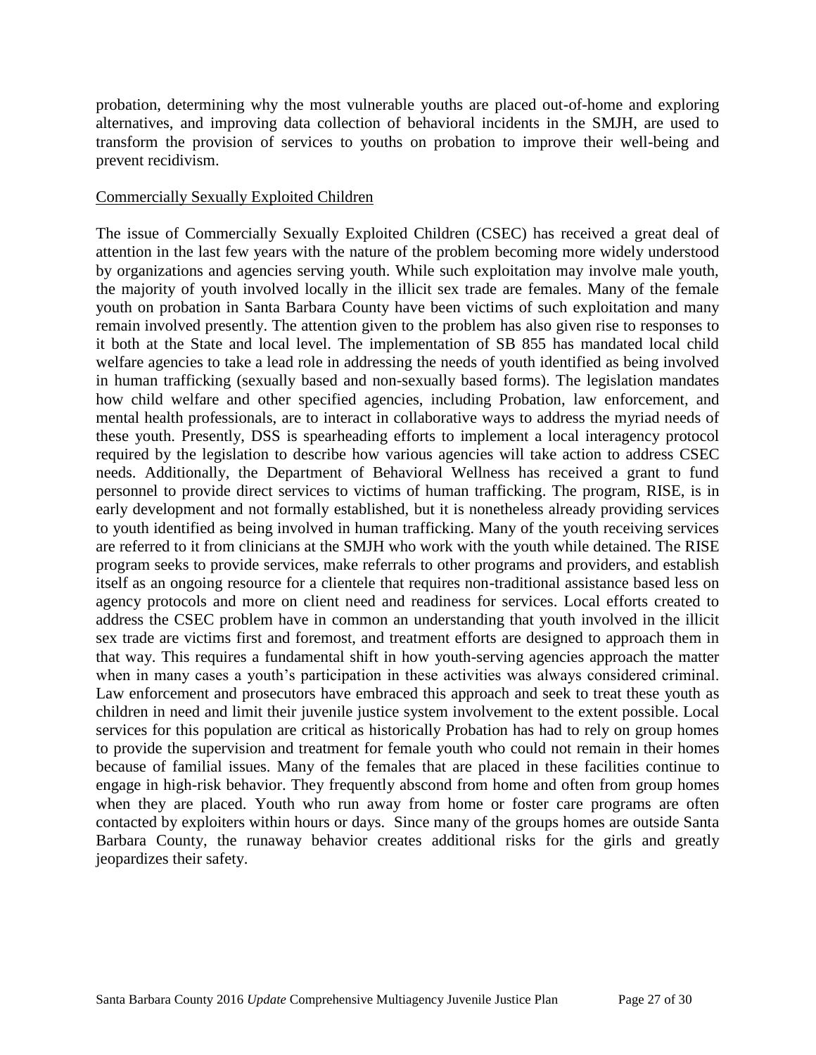probation, determining why the most vulnerable youths are placed out-of-home and exploring alternatives, and improving data collection of behavioral incidents in the SMJH, are used to transform the provision of services to youths on probation to improve their well-being and prevent recidivism.

Commercially Sexually Exploited Children

The issue of Commercially Sexually Exploited Children (CSEC) has received a great deal of attention in the last few years with the nature of the problem becoming more widely understood by organizations and agencies serving youth. While such exploitation may involve male youth, the majority of youth involved locally in the illicit sex trade are females. Many of the female youth on probation in Santa Barbara County have been victims of such exploitation and many remain involved presently. The attention given to the problem has also given rise to responses to it both at the State and local level. The implementation of SB 855 has mandated local child welfare agencies to take a lead role in addressing the needs of youth identified as being involved in human trafficking (sexually based and non-sexually based forms). The legislation mandates how child welfare and other specified agencies, including Probation, law enforcement, and mental health professionals, are to interact in collaborative ways to address the myriad needs of these youth. Presently, DSS is spearheading efforts to implement a local interagency protocol required by the legislation to describe how various agencies will take action to address CSEC needs. Additionally, the Department of Behavioral Wellness has received a grant to fund personnel to provide direct services to victims of human trafficking. The program, RISE, is in early development and not formally established, but it is nonetheless already providing services to youth identified as being involved in human trafficking. Many of the youth receiving services are referred to it from clinicians at the SMJH who work with the youth while detained. The RISE program seeks to provide services, make referrals to other programs and providers, and establish itself as an ongoing resource for a clientele that requires non-traditional assistance based less on agency protocols and more on client need and readiness for services. Local efforts created to address the CSEC problem have in common an understanding that youth involved in the illicit sex trade are victims first and foremost, and treatment efforts are designed to approach them in that way. This requires a fundamental shift in how youth-serving agencies approach the matter when in many cases a youth's participation in these activities was always considered criminal. Law enforcement and prosecutors have embraced this approach and seek to treat these youth as children in need and limit their juvenile justice system involvement to the extent possible. Local services for this population are critical as historically Probation has had to rely on group homes to provide the supervision and treatment for female youth who could not remain in their homes because of familial issues. Many of the females that are placed in these facilities continue to engage in high-risk behavior. They frequently abscond from home and often from group homes when they are placed. Youth who run away from home or foster care programs are often contacted by exploiters within hours or days. Since many of the groups homes are outside Santa Barbara County, the runaway behavior creates additional risks for the girls and greatly jeopardizes their safety.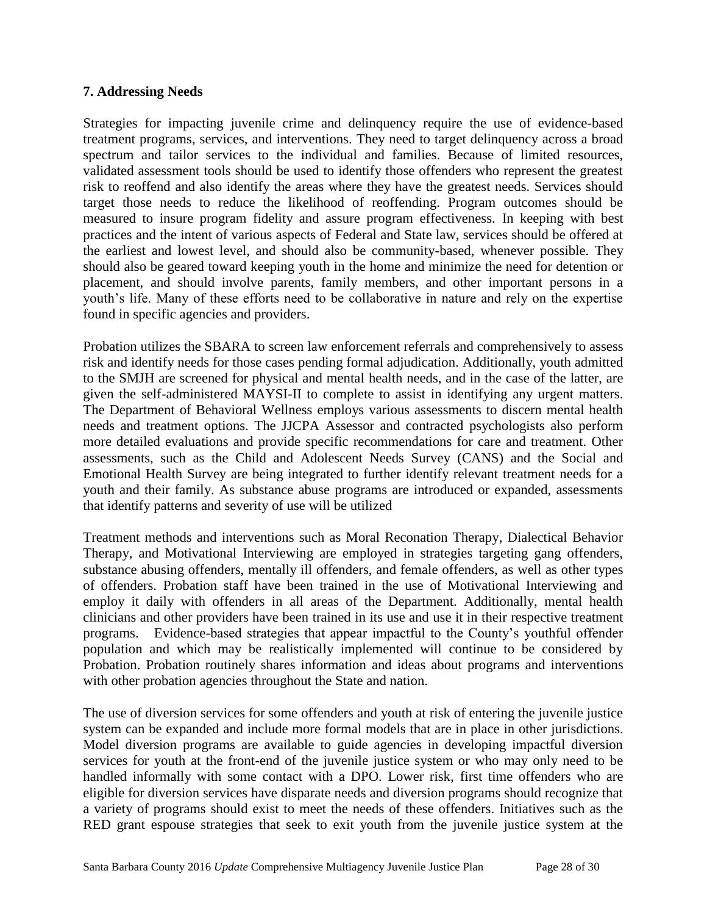### 7. Addressing Needs

Strategies for impacting juvenile crime and delinquency require the use of evidence-based treatment programs, services, and interventions. They need to target delinquency across a broad spectrum and tailor services to the individual and families. Because of limited resources, validated assessment tools should be used to identify those offenders who represent the greatest risk to reoffend and also identify the areas where they have the greatest needs. Services should target those needs to reduce the likelihood of reoffending. Program outcomes should be measured to insure program fidelity and assure program effectiveness. In keeping with best practices and the intent of various aspects of Federal and State law, services should be offered at the earliest and lowest level, and should also be community-based, whenever possible. They should also be geared toward keeping youth in the home and minimize the need for detention or placement, and should involve parents, family members, and other important persons in a youth's life. Many of these efforts need to be collaborative in nature and rely on the expertise found in specific agencies and providers.

Probation utilizes the SBARA to screen law enforcement referrals and comprehensively to assess risk and identify needs for those cases pending formal adjudication. Additionally, youth admitted to the SMJH are screened for physical and mental health needs, and in the case of the latter, are given the self-administered MAYSI-II to complete to assist in identifying any urgent matters. The Department of Behavioral Wellness employs various assessments to discern mental health needs and treatment options. The JJCPA Assessor and contracted psychologists also perform more detailed evaluations and provide specific recommendations for care and treatment. Other assessments, such as the Child and Adolescent Needs Survey (CANS) and the Social and Emotional Health Survey are being integrated to further identify relevant treatment needs for a youth and their family. As substance abuse programs are introduced or expanded, assessments that identify patterns and severity of use will be utilized

Treatment methods and interventions such as Moral Reconation Therapy, Dialectical Behavior Therapy, and Motivational Interviewing are employed in strategies targeting gang offenders, substance abusing offenders, mentally ill offenders, and female offenders, as well as other types of offenders. Probation staff have been trained in the use of Motivational Interviewing and employ it daily with offenders in all areas of the Department. Additionally, mental health clinicians and other providers have been trained in its use and use it in their respective treatment programs. Evidence-based strategies that appear impactful to the County's youthful offender population and which may be realistically implemented will continue to be considered by Probation. Probation routinely shares information and ideas about programs and interventions with other probation agencies throughout the State and nation.

The use of diversion services for some offenders and youth at risk of entering the juvenile justice system can be expanded and include more formal models that are in place in other jurisdictions. Model diversion programs are available to guide agencies in developing impactful diversion services for youth at the front-end of the juvenile justice system or who may only need to be handled informally with some contact with a DPO. Lower risk, first time offenders who are eligible for diversion services have disparate needs and diversion programs should recognize that a variety of programs should exist to meet the needs of these offenders. Initiatives such as the RED grant espouse strategies that seek to exit youth from the juvenile justice system at the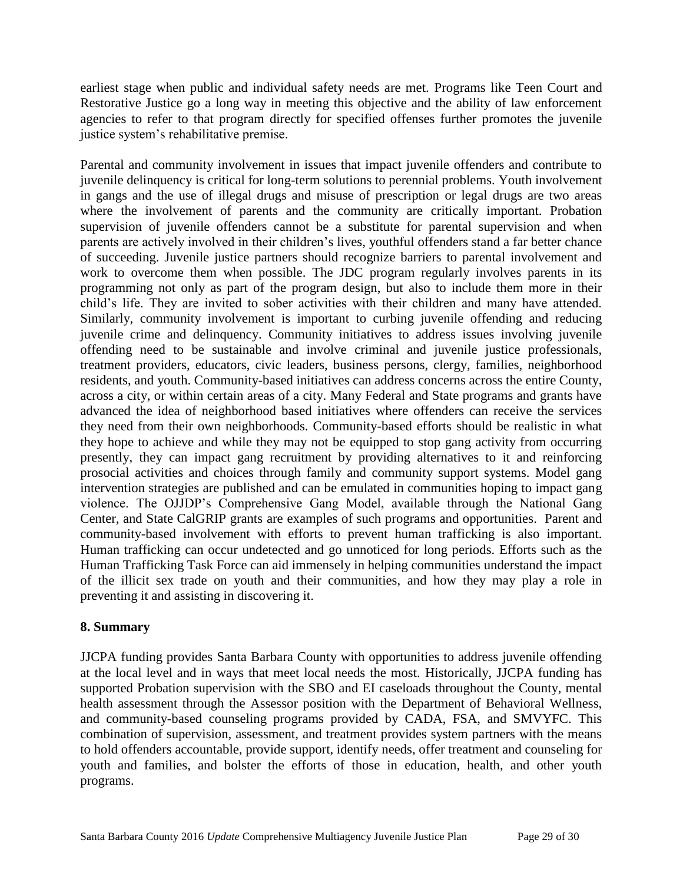earliest stage when public and individual safety needs are met. Programs like Teen Court and Restorative Justice go a long way in meeting this objective and the ability of law enforcement agencies to refer to that program directly for specified offenses further promotes the juvenile justice system's rehabilitative premise.

Parental and community involvement in issues that impact juvenile offenders and contribute to juvenile delinquency is critical for long-term solutions to perennial problems. Youth involvement in gangs and the use of illegal drugs and misuse of prescription or legal drugs are two areas where the involvement of parents and the community are critically important. Probation supervision of juvenile offenders cannot be a substitute for parental supervision and when parents are actively involved in their children's lives, youthful offenders stand a far better chance of succeeding. Juvenile justice partners should recognize barriers to parental involvement and work to overcome them when possible. The JDC program regularly involves parents in its programming not only as part of the program design, but also to include them more in their child's life. They are invited to sober activities with their children and many have attended. Similarly, community involvement is important to curbing juvenile offending and reducing juvenile crime and delinquency. Community initiatives to address issues involving juvenile offending need to be sustainable and involve criminal and juvenile justice professionals, treatment providers, educators, civic leaders, business persons, clergy, families, neighborhood residents, and youth. Community-based initiatives can address concerns across the entire County, across a city, or within certain areas of a city. Many Federal and State programs and grants have advanced the idea of neighborhood based initiatives where offenders can receive the services they need from their own neighborhoods. Community-based efforts should be realistic in what they hope to achieve and while they may not be equipped to stop gang activity from occurring presently, they can impact gang recruitment by providing alternatives to it and reinforcing prosocial activities and choices through family and community support systems. Model gang intervention strategies are published and can be emulated in communities hoping to impact gang violence. The OJJDP's Comprehensive Gang Model, available through the National Gang Center, and State CalGRIP grants are examples of such programs and opportunities. Parent and community-based involvement with efforts to prevent human trafficking is also important. Human trafficking can occur undetected and go unnoticed for long periods. Efforts such as the Human Trafficking Task Force can aid immensely in helping communities understand the impact of the illicit sex trade on youth and their communities, and how they may play a role in preventing it and assisting in discovering it.

## 8. Summary

JJCPA funding provides Santa Barbara County with opportunities to address juvenile offending at the local level and in ways that meet local needs the most. Historically, JJCPA funding has supported Probation supervision with the SBO and EI caseloads throughout the County, mental health assessment through the Assessor position with the Department of Behavioral Wellness, and community-based counseling programs provided by CADA, FSA, and SMVYFC. This combination of supervision, assessment, and treatment provides system partners with the means to hold offenders accountable, provide support, identify needs, offer treatment and counseling for youth and families, and bolster the efforts of those in education, health, and other youth programs.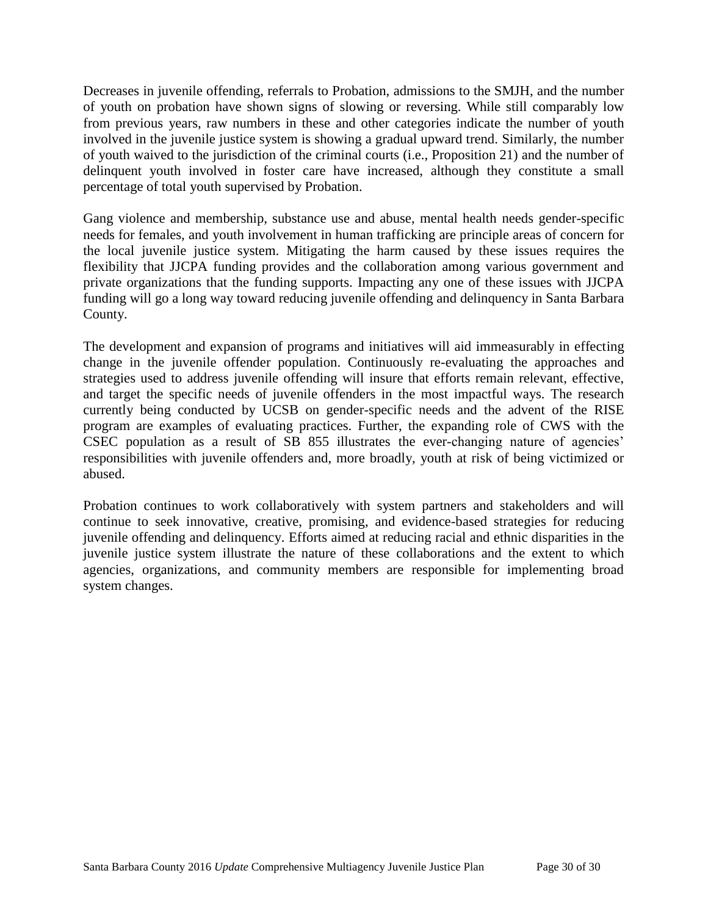Decreases in juvenile offending, referrals to Probation, admissions to the SMJH, and the number of youth on probation have shown signs of slowing or reversing. While still comparably low from previous years, raw numbers in these and other categories indicate the number of youth involved in the juvenile justice system is showing a gradual upward trend. Similarly, the number of youth waived to the jurisdiction of the criminal courts (i.e., Proposition 21) and the number of delinquent youth involved in foster care have increased, although they constitute a small percentage of total youth supervised by Probation.

Gang violence and membership, substance use and abuse, mental health needs gender-specific needs for females, and youth involvement in human trafficking are principle areas of concern for the local juvenile justice system. Mitigating the harm caused by these issues requires the flexibility that JJCPA funding provides and the collaboration among various government and private organizations that the funding supports. Impacting any one of these issues with JJCPA funding will go a long way toward reducing juvenile offending and delinquency in Santa Barbara County.

The development and expansion of programs and initiatives will aid immeasurably in effecting change in the juvenile offender population. Continuously re-evaluating the approaches and strategies used to address juvenile offending will insure that efforts remain relevant, effective, and target the specific needs of juvenile offenders in the most impactful ways. The research currently being conducted by UCSB on gender-specific needs and the advent of the RISE program are examples of evaluating practices. Further, the expanding role of CWS with the CSEC population as a result of SB 855 illustrates the ever-changing nature of agencies' responsibilities with juvenile offenders and, more broadly, youth at risk of being victimized or abused.

Probation continues to work collaboratively with system partners and stakeholders and will continue to seek innovative, creative, promising, and evidence-based strategies for reducing juvenile offending and delinquency. Efforts aimed at reducing racial and ethnic disparities in the juvenile justice system illustrate the nature of these collaborations and the extent to which agencies, organizations, and community members are responsible for implementing broad system changes.